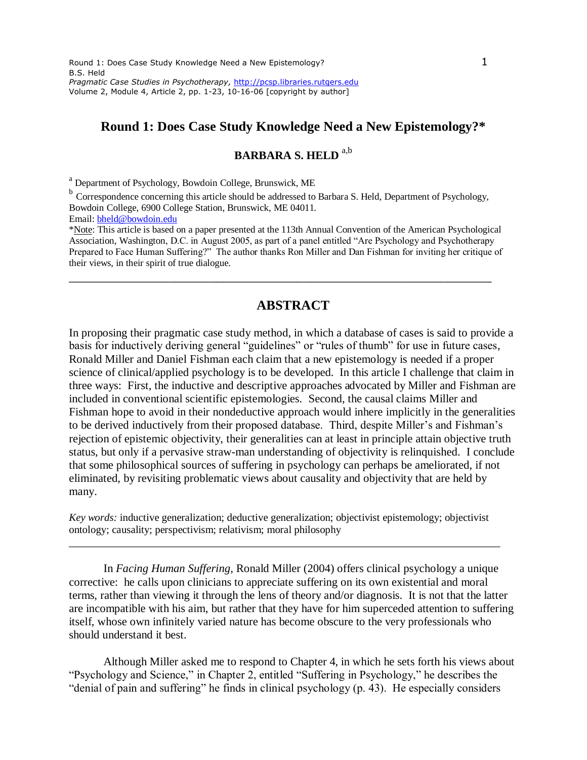# Round 1: Does Case Study Knowledge Need a New Epistemology?*

**BARBARA S. HELD** [a,b]

[a] Department of Psychology, Bowdoin College, Brunswick, ME

[b] Correspondence concerning this article should be addressed to Barbara S. Held, Department of Psychology, Bowdoin College, 6900 College Station, Brunswick, ME 04011.
Email: bheld@bowdoin.edu

*Note: This article is based on a paper presented at the 113th Annual Convention of the American Psychological Association, Washington, D.C. in August 2005, as part of a panel entitled "Are Psychology and Psychotherapy Prepared to Face Human Suffering?" The author thanks Ron Miller and Dan Fishman for inviting her critique of their views, in their spirit of true dialogue.

---

## ABSTRACT

In proposing their pragmatic case study method, in which a database of cases is said to provide a basis for inductively deriving general "guidelines" or "rules of thumb" for use in future cases, Ronald Miller and Daniel Fishman each claim that a new epistemology is needed if a proper science of clinical/applied psychology is to be developed. In this article I challenge that claim in three ways: First, the inductive and descriptive approaches advocated by Miller and Fishman are included in conventional scientific epistemologies. Second, the causal claims Miller and Fishman hope to avoid in their nondeductive approach would inhere implicitly in the generalities to be derived inductively from their proposed database. Third, despite Miller's and Fishman's rejection of epistemic objectivity, their generalities can at least in principle attain objective truth status, but only if a pervasive straw-man understanding of objectivity is relinquished. I conclude that some philosophical sources of suffering in psychology can perhaps be ameliorated, if not eliminated, by revisiting problematic views about causality and objectivity that are held by many.

*Key words:* inductive generalization; deductive generalization; objectivist epistemology; objectivist ontology; causality; perspectivism; relativism; moral philosophy

---

In *Facing Human Suffering*, Ronald Miller (2004) offers clinical psychology a unique corrective: he calls upon clinicians to appreciate suffering on its own existential and moral terms, rather than viewing it through the lens of theory and/or diagnosis. It is not that the latter are incompatible with his aim, but rather that they have for him superceded attention to suffering itself, whose own infinitely varied nature has become obscure to the very professionals who should understand it best.

Although Miller asked me to respond to Chapter 4, in which he sets forth his views about "Psychology and Science," in Chapter 2, entitled "Suffering in Psychology," he describes the "denial of pain and suffering" he finds in clinical psychology (p. 43). He especially considers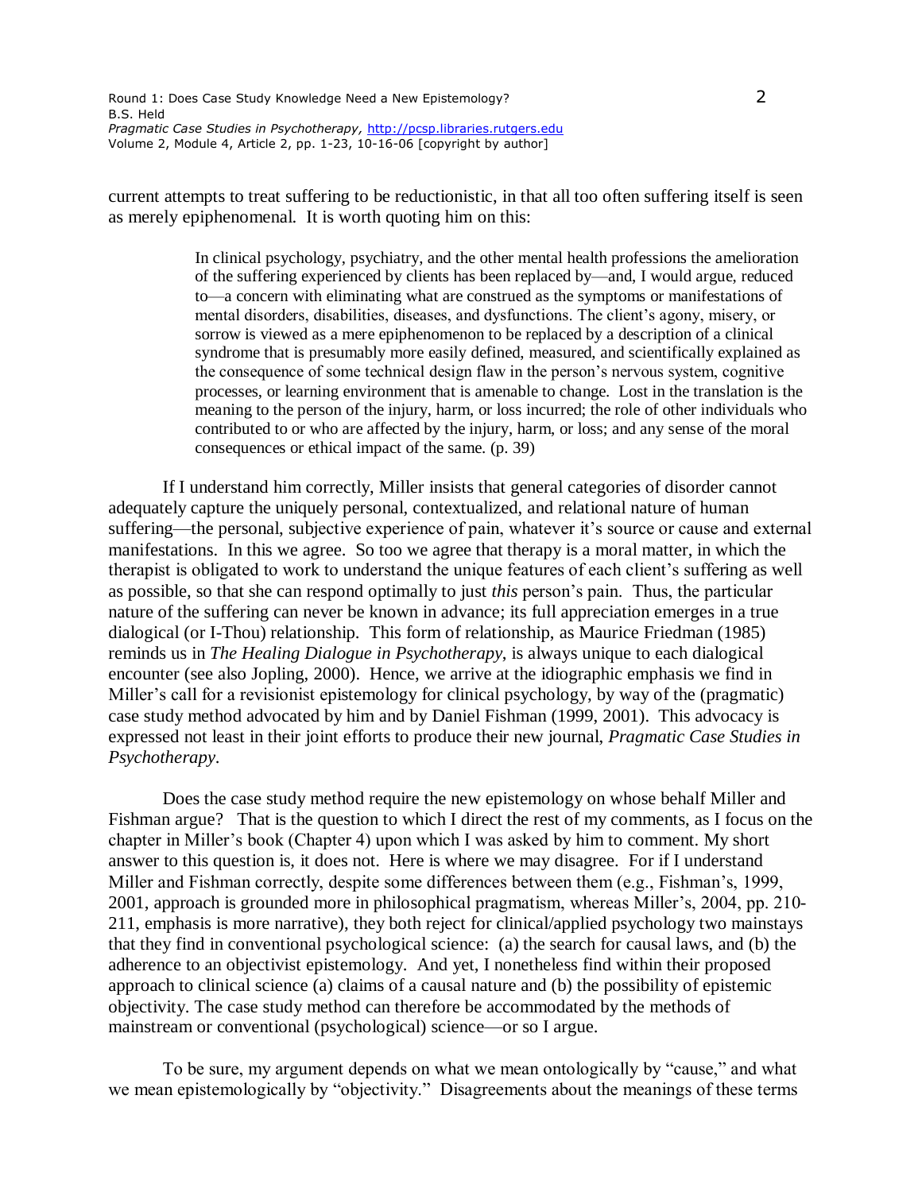current attempts to treat suffering to be reductionistic, in that all too often suffering itself is seen as merely epiphenomenal. It is worth quoting him on this:

> In clinical psychology, psychiatry, and the other mental health professions the amelioration of the suffering experienced by clients has been replaced by—and, I would argue, reduced to—a concern with eliminating what are construed as the symptoms or manifestations of mental disorders, disabilities, diseases, and dysfunctions. The client's agony, misery, or sorrow is viewed as a mere epiphenomenon to be replaced by a description of a clinical syndrome that is presumably more easily defined, measured, and scientifically explained as the consequence of some technical design flaw in the person's nervous system, cognitive processes, or learning environment that is amenable to change. Lost in the translation is the meaning to the person of the injury, harm, or loss incurred; the role of other individuals who contributed to or who are affected by the injury, harm, or loss; and any sense of the moral consequences or ethical impact of the same. (p. 39)

If I understand him correctly, Miller insists that general categories of disorder cannot adequately capture the uniquely personal, contextualized, and relational nature of human suffering—the personal, subjective experience of pain, whatever it's source or cause and external manifestations. In this we agree. So too we agree that therapy is a moral matter, in which the therapist is obligated to work to understand the unique features of each client's suffering as well as possible, so that she can respond optimally to just *this* person's pain. Thus, the particular nature of the suffering can never be known in advance; its full appreciation emerges in a true dialogical (or I-Thou) relationship. This form of relationship, as Maurice Friedman (1985) reminds us in *The Healing Dialogue in Psychotherapy*, is always unique to each dialogical encounter (see also Jopling, 2000). Hence, we arrive at the idiographic emphasis we find in Miller's call for a revisionist epistemology for clinical psychology, by way of the (pragmatic) case study method advocated by him and by Daniel Fishman (1999, 2001). This advocacy is expressed not least in their joint efforts to produce their new journal, *Pragmatic Case Studies in Psychotherapy*.

Does the case study method require the new epistemology on whose behalf Miller and Fishman argue? That is the question to which I direct the rest of my comments, as I focus on the chapter in Miller's book (Chapter 4) upon which I was asked by him to comment. My short answer to this question is, it does not. Here is where we may disagree. For if I understand Miller and Fishman correctly, despite some differences between them (e.g., Fishman's, 1999, 2001, approach is grounded more in philosophical pragmatism, whereas Miller's, 2004, pp. 210-211, emphasis is more narrative), they both reject for clinical/applied psychology two mainstays that they find in conventional psychological science: (a) the search for causal laws, and (b) the adherence to an objectivist epistemology. And yet, I nonetheless find within their proposed approach to clinical science (a) claims of a causal nature and (b) the possibility of epistemic objectivity. The case study method can therefore be accommodated by the methods of mainstream or conventional (psychological) science—or so I argue.

To be sure, my argument depends on what we mean ontologically by "cause," and what we mean epistemologically by "objectivity." Disagreements about the meanings of these terms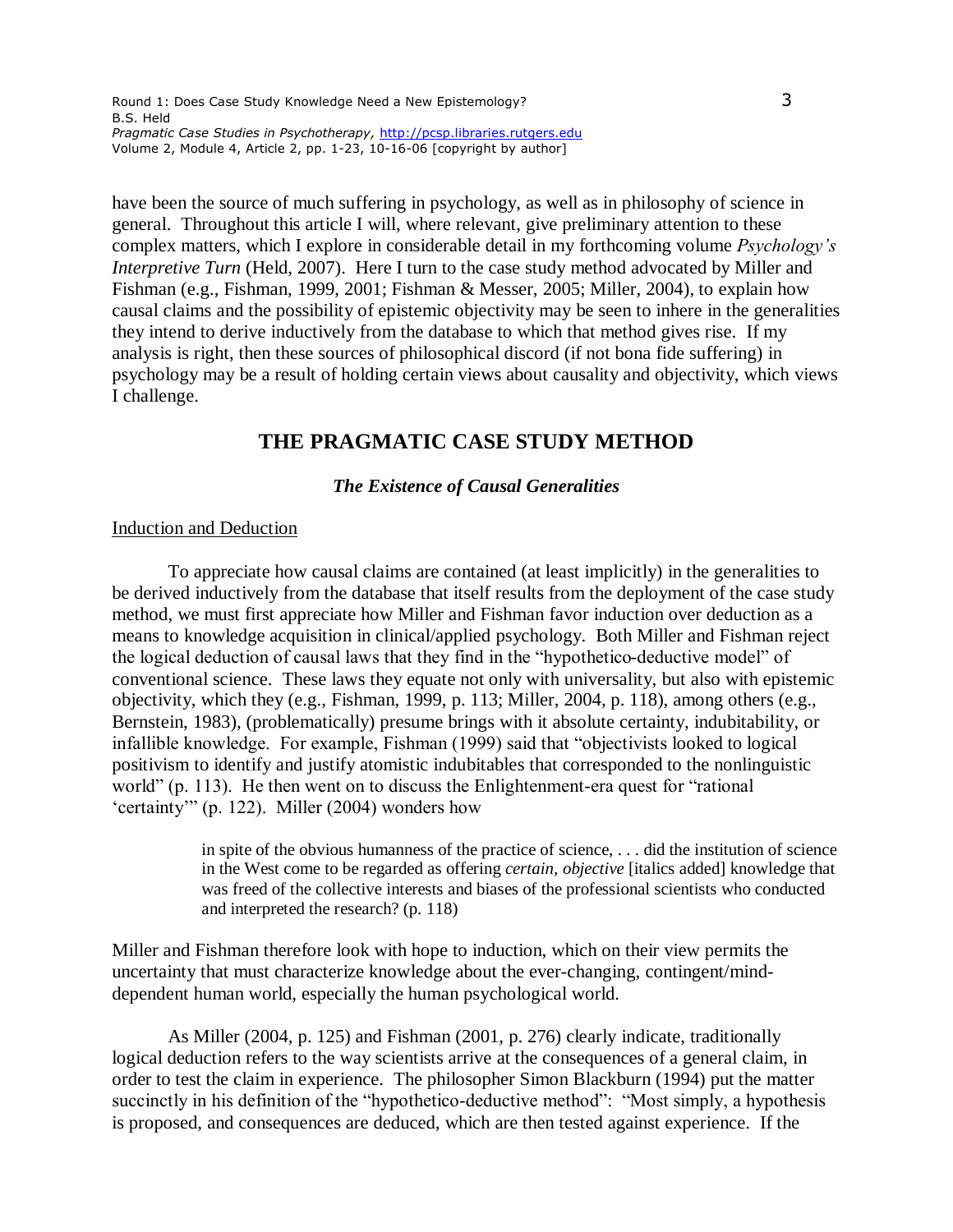have been the source of much suffering in psychology, as well as in philosophy of science in general. Throughout this article I will, where relevant, give preliminary attention to these complex matters, which I explore in considerable detail in my forthcoming volume *Psychology's Interpretive Turn* (Held, 2007). Here I turn to the case study method advocated by Miller and Fishman (e.g., Fishman, 1999, 2001; Fishman & Messer, 2005; Miller, 2004), to explain how causal claims and the possibility of epistemic objectivity may be seen to inhere in the generalities they intend to derive inductively from the database to which that method gives rise. If my analysis is right, then these sources of philosophical discord (if not bona fide suffering) in psychology may be a result of holding certain views about causality and objectivity, which views I challenge.

## THE PRAGMATIC CASE STUDY METHOD

### *The Existence of Causal Generalities*

<u>Induction and Deduction</u>

To appreciate how causal claims are contained (at least implicitly) in the generalities to be derived inductively from the database that itself results from the deployment of the case study method, we must first appreciate how Miller and Fishman favor induction over deduction as a means to knowledge acquisition in clinical/applied psychology. Both Miller and Fishman reject the logical deduction of causal laws that they find in the "hypothetico-deductive model" of conventional science. These laws they equate not only with universality, but also with epistemic objectivity, which they (e.g., Fishman, 1999, p. 113; Miller, 2004, p. 118), among others (e.g., Bernstein, 1983), (problematically) presume brings with it absolute certainty, indubitability, or infallible knowledge. For example, Fishman (1999) said that "objectivists looked to logical positivism to identify and justify atomistic indubitables that corresponded to the nonlinguistic world" (p. 113). He then went on to discuss the Enlightenment-era quest for "rational 'certainty'" (p. 122). Miller (2004) wonders how

> in spite of the obvious humanness of the practice of science, . . . did the institution of science in the West come to be regarded as offering *certain, objective* [italics added] knowledge that was freed of the collective interests and biases of the professional scientists who conducted and interpreted the research? (p. 118)

Miller and Fishman therefore look with hope to induction, which on their view permits the uncertainty that must characterize knowledge about the ever-changing, contingent/mind-dependent human world, especially the human psychological world.

As Miller (2004, p. 125) and Fishman (2001, p. 276) clearly indicate, traditionally logical deduction refers to the way scientists arrive at the consequences of a general claim, in order to test the claim in experience. The philosopher Simon Blackburn (1994) put the matter succinctly in his definition of the "hypothetico-deductive method": "Most simply, a hypothesis is proposed, and consequences are deduced, which are then tested against experience. If the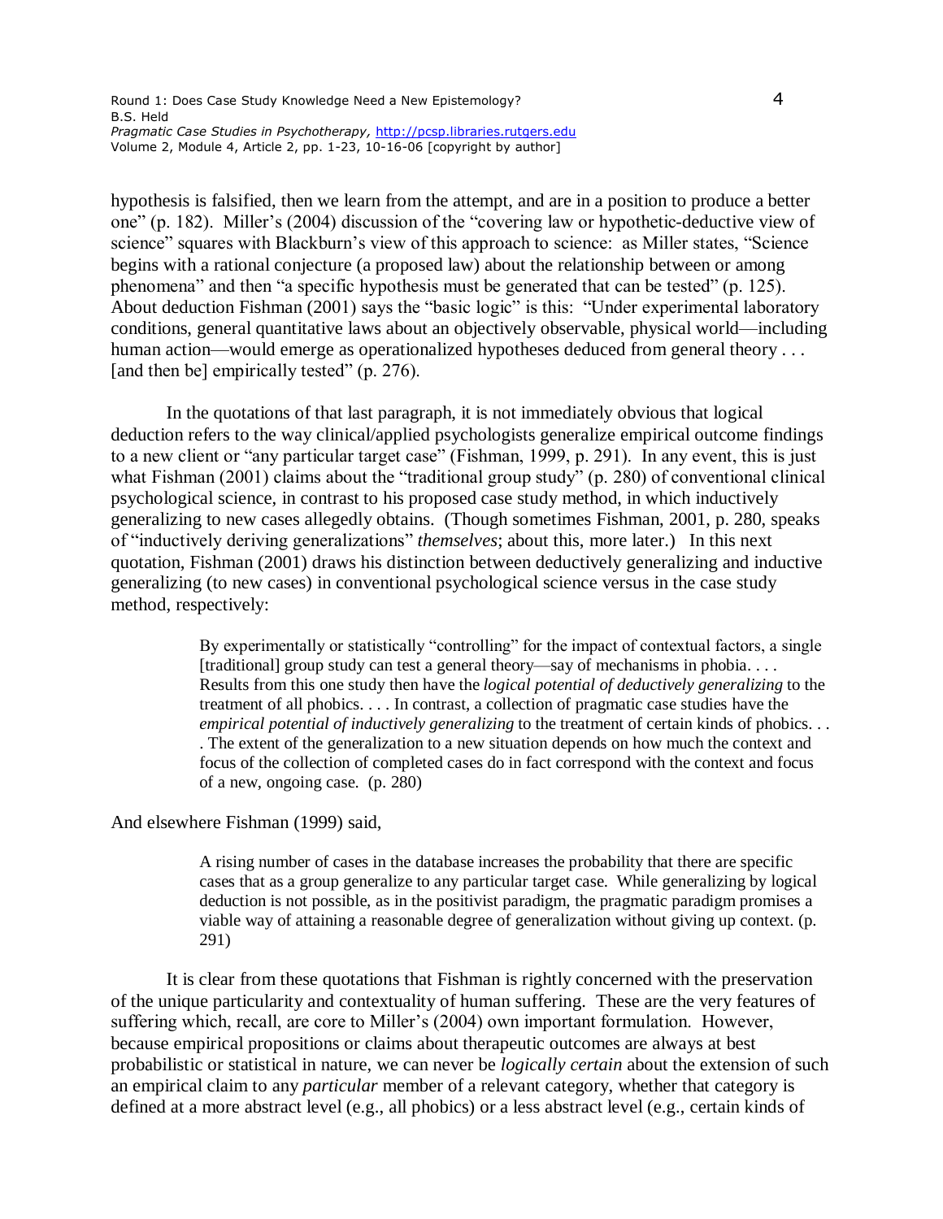hypothesis is falsified, then we learn from the attempt, and are in a position to produce a better one" (p. 182). Miller's (2004) discussion of the "covering law or hypothetic-deductive view of science" squares with Blackburn's view of this approach to science: as Miller states, "Science begins with a rational conjecture (a proposed law) about the relationship between or among phenomena" and then "a specific hypothesis must be generated that can be tested" (p. 125). About deduction Fishman (2001) says the "basic logic" is this: "Under experimental laboratory conditions, general quantitative laws about an objectively observable, physical world—including human action—would emerge as operationalized hypotheses deduced from general theory . . . [and then be] empirically tested" (p. 276).

In the quotations of that last paragraph, it is not immediately obvious that logical deduction refers to the way clinical/applied psychologists generalize empirical outcome findings to a new client or "any particular target case" (Fishman, 1999, p. 291). In any event, this is just what Fishman (2001) claims about the "traditional group study" (p. 280) of conventional clinical psychological science, in contrast to his proposed case study method, in which inductively generalizing to new cases allegedly obtains. (Though sometimes Fishman, 2001, p. 280, speaks of "inductively deriving generalizations" *themselves*; about this, more later.) In this next quotation, Fishman (2001) draws his distinction between deductively generalizing and inductive generalizing (to new cases) in conventional psychological science versus in the case study method, respectively:

> By experimentally or statistically "controlling" for the impact of contextual factors, a single [traditional] group study can test a general theory—say of mechanisms in phobia. . . . Results from this one study then have the *logical potential of deductively generalizing* to the treatment of all phobics. . . . In contrast, a collection of pragmatic case studies have the *empirical potential of inductively generalizing* to the treatment of certain kinds of phobics. . . . The extent of the generalization to a new situation depends on how much the context and focus of the collection of completed cases do in fact correspond with the context and focus of a new, ongoing case. (p. 280)

And elsewhere Fishman (1999) said,

> A rising number of cases in the database increases the probability that there are specific cases that as a group generalize to any particular target case. While generalizing by logical deduction is not possible, as in the positivist paradigm, the pragmatic paradigm promises a viable way of attaining a reasonable degree of generalization without giving up context. (p. 291)

It is clear from these quotations that Fishman is rightly concerned with the preservation of the unique particularity and contextuality of human suffering. These are the very features of suffering which, recall, are core to Miller's (2004) own important formulation. However, because empirical propositions or claims about therapeutic outcomes are always at best probabilistic or statistical in nature, we can never be *logically certain* about the extension of such an empirical claim to any *particular* member of a relevant category, whether that category is defined at a more abstract level (e.g., all phobics) or a less abstract level (e.g., certain kinds of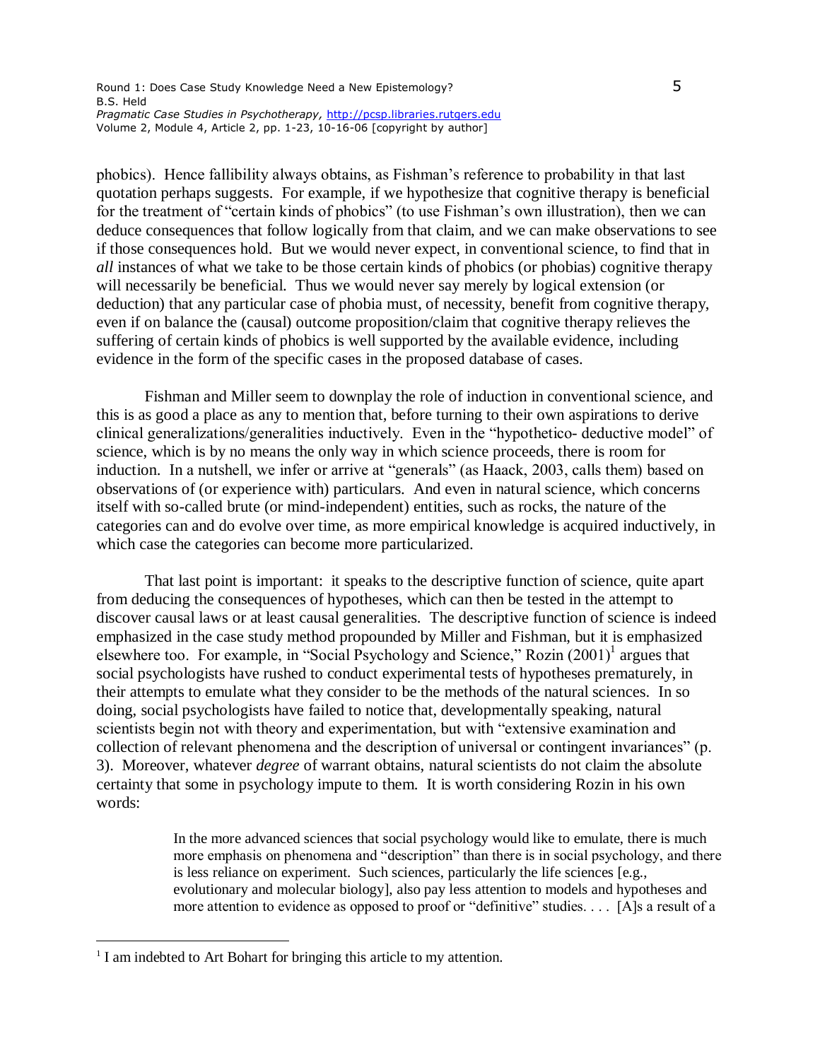phobics). Hence fallibility always obtains, as Fishman's reference to probability in that last quotation perhaps suggests. For example, if we hypothesize that cognitive therapy is beneficial for the treatment of "certain kinds of phobics" (to use Fishman's own illustration), then we can deduce consequences that follow logically from that claim, and we can make observations to see if those consequences hold. But we would never expect, in conventional science, to find that in *all* instances of what we take to be those certain kinds of phobics (or phobias) cognitive therapy will necessarily be beneficial. Thus we would never say merely by logical extension (or deduction) that any particular case of phobia must, of necessity, benefit from cognitive therapy, even if on balance the (causal) outcome proposition/claim that cognitive therapy relieves the suffering of certain kinds of phobics is well supported by the available evidence, including evidence in the form of the specific cases in the proposed database of cases.

Fishman and Miller seem to downplay the role of induction in conventional science, and this is as good a place as any to mention that, before turning to their own aspirations to derive clinical generalizations/generalities inductively. Even in the "hypothetico- deductive model" of science, which is by no means the only way in which science proceeds, there is room for induction. In a nutshell, we infer or arrive at "generals" (as Haack, 2003, calls them) based on observations of (or experience with) particulars. And even in natural science, which concerns itself with so-called brute (or mind-independent) entities, such as rocks, the nature of the categories can and do evolve over time, as more empirical knowledge is acquired inductively, in which case the categories can become more particularized.

That last point is important: it speaks to the descriptive function of science, quite apart from deducing the consequences of hypotheses, which can then be tested in the attempt to discover causal laws or at least causal generalities. The descriptive function of science is indeed emphasized in the case study method propounded by Miller and Fishman, but it is emphasized elsewhere too. For example, in "Social Psychology and Science," Rozin (2001)[1] argues that social psychologists have rushed to conduct experimental tests of hypotheses prematurely, in their attempts to emulate what they consider to be the methods of the natural sciences. In so doing, social psychologists have failed to notice that, developmentally speaking, natural scientists begin not with theory and experimentation, but with "extensive examination and collection of relevant phenomena and the description of universal or contingent invariances" (p. 3). Moreover, whatever *degree* of warrant obtains, natural scientists do not claim the absolute certainty that some in psychology impute to them. It is worth considering Rozin in his own words:

> In the more advanced sciences that social psychology would like to emulate, there is much more emphasis on phenomena and "description" than there is in social psychology, and there is less reliance on experiment. Such sciences, particularly the life sciences [e.g., evolutionary and molecular biology], also pay less attention to models and hypotheses and more attention to evidence as opposed to proof or "definitive" studies. . . . [A]s a result of a

[1] I am indebted to Art Bohart for bringing this article to my attention.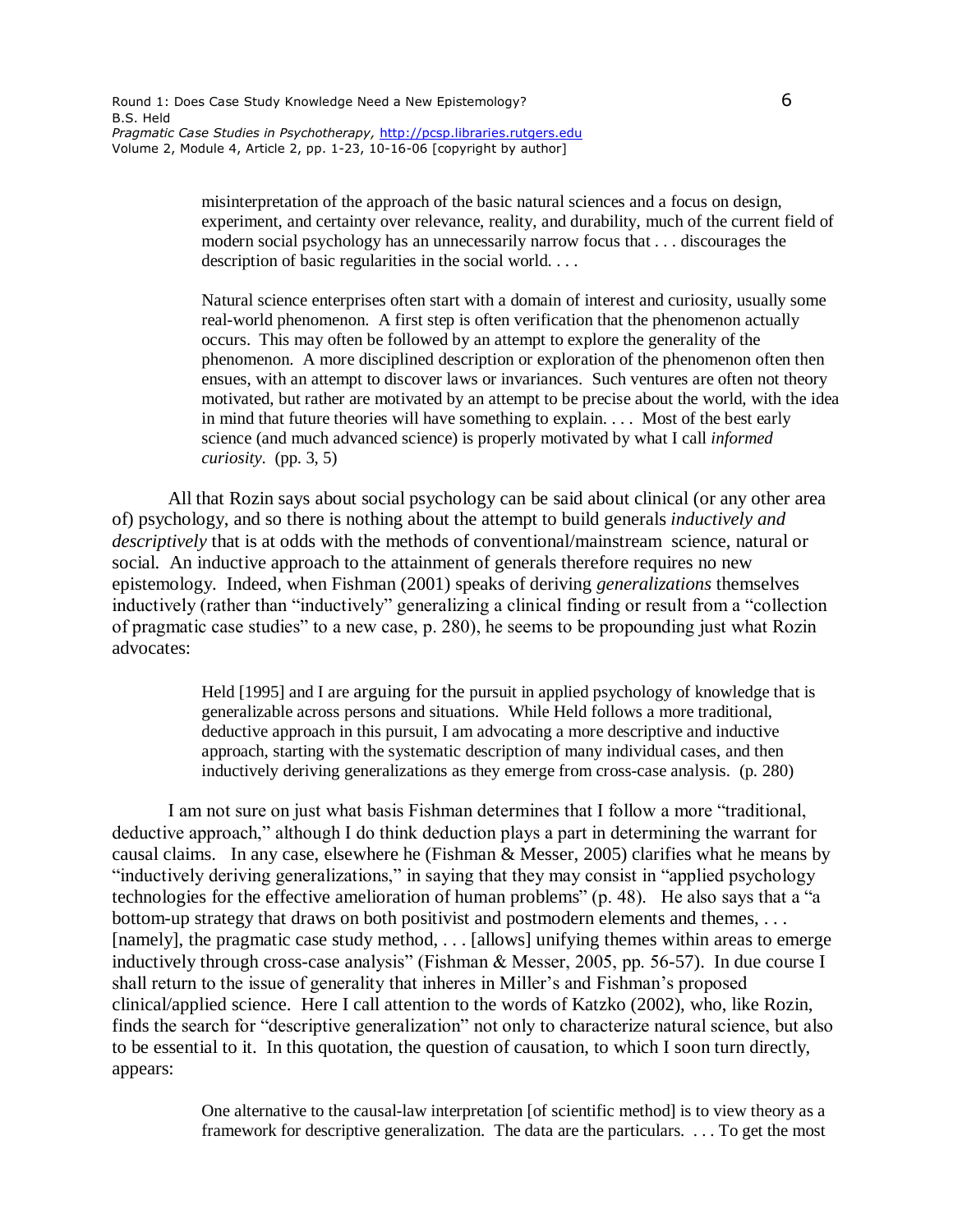> misinterpretation of the approach of the basic natural sciences and a focus on design, experiment, and certainty over relevance, reality, and durability, much of the current field of modern social psychology has an unnecessarily narrow focus that . . . discourages the description of basic regularities in the social world. . . .
>
> Natural science enterprises often start with a domain of interest and curiosity, usually some real-world phenomenon. A first step is often verification that the phenomenon actually occurs. This may often be followed by an attempt to explore the generality of the phenomenon. A more disciplined description or exploration of the phenomenon often then ensues, with an attempt to discover laws or invariances. Such ventures are often not theory motivated, but rather are motivated by an attempt to be precise about the world, with the idea in mind that future theories will have something to explain. . . . Most of the best early science (and much advanced science) is properly motivated by what I call *informed curiosity*. (pp. 3, 5)

All that Rozin says about social psychology can be said about clinical (or any other area of) psychology, and so there is nothing about the attempt to build generals *inductively and descriptively* that is at odds with the methods of conventional/mainstream science, natural or social. An inductive approach to the attainment of generals therefore requires no new epistemology. Indeed, when Fishman (2001) speaks of deriving *generalizations* themselves inductively (rather than "inductively" generalizing a clinical finding or result from a "collection of pragmatic case studies" to a new case, p. 280), he seems to be propounding just what Rozin advocates:

> Held [1995] and I are arguing for the pursuit in applied psychology of knowledge that is generalizable across persons and situations. While Held follows a more traditional, deductive approach in this pursuit, I am advocating a more descriptive and inductive approach, starting with the systematic description of many individual cases, and then inductively deriving generalizations as they emerge from cross-case analysis. (p. 280)

I am not sure on just what basis Fishman determines that I follow a more "traditional, deductive approach," although I do think deduction plays a part in determining the warrant for causal claims. In any case, elsewhere he (Fishman & Messer, 2005) clarifies what he means by "inductively deriving generalizations," in saying that they may consist in "applied psychology technologies for the effective amelioration of human problems" (p. 48). He also says that a "a bottom-up strategy that draws on both positivist and postmodern elements and themes, . . . [namely], the pragmatic case study method, . . . [allows] unifying themes within areas to emerge inductively through cross-case analysis" (Fishman & Messer, 2005, pp. 56-57). In due course I shall return to the issue of generality that inheres in Miller's and Fishman's proposed clinical/applied science. Here I call attention to the words of Katzko (2002), who, like Rozin, finds the search for "descriptive generalization" not only to characterize natural science, but also to be essential to it. In this quotation, the question of causation, to which I soon turn directly, appears:

> One alternative to the causal-law interpretation [of scientific method] is to view theory as a framework for descriptive generalization. The data are the particulars. . . . To get the most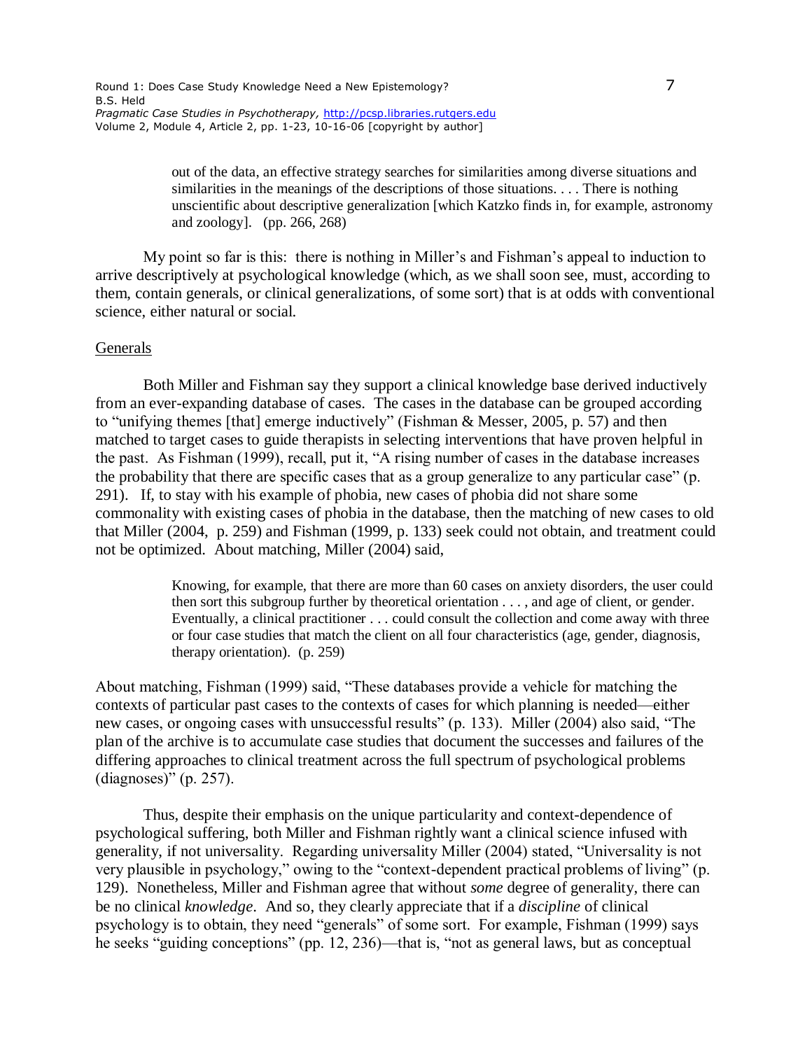> out of the data, an effective strategy searches for similarities among diverse situations and similarities in the meanings of the descriptions of those situations. . . . There is nothing unscientific about descriptive generalization [which Katzko finds in, for example, astronomy and zoology]. (pp. 266, 268)

My point so far is this: there is nothing in Miller's and Fishman's appeal to induction to arrive descriptively at psychological knowledge (which, as we shall soon see, must, according to them, contain generals, or clinical generalizations, of some sort) that is at odds with conventional science, either natural or social.

Generals

Both Miller and Fishman say they support a clinical knowledge base derived inductively from an ever-expanding database of cases. The cases in the database can be grouped according to "unifying themes [that] emerge inductively" (Fishman & Messer, 2005, p. 57) and then matched to target cases to guide therapists in selecting interventions that have proven helpful in the past. As Fishman (1999), recall, put it, "A rising number of cases in the database increases the probability that there are specific cases that as a group generalize to any particular case" (p. 291). If, to stay with his example of phobia, new cases of phobia did not share some commonality with existing cases of phobia in the database, then the matching of new cases to old that Miller (2004, p. 259) and Fishman (1999, p. 133) seek could not obtain, and treatment could not be optimized. About matching, Miller (2004) said,

> Knowing, for example, that there are more than 60 cases on anxiety disorders, the user could then sort this subgroup further by theoretical orientation . . . , and age of client, or gender. Eventually, a clinical practitioner . . . could consult the collection and come away with three or four case studies that match the client on all four characteristics (age, gender, diagnosis, therapy orientation). (p. 259)

About matching, Fishman (1999) said, "These databases provide a vehicle for matching the contexts of particular past cases to the contexts of cases for which planning is needed—either new cases, or ongoing cases with unsuccessful results" (p. 133). Miller (2004) also said, "The plan of the archive is to accumulate case studies that document the successes and failures of the differing approaches to clinical treatment across the full spectrum of psychological problems (diagnoses)" (p. 257).

Thus, despite their emphasis on the unique particularity and context-dependence of psychological suffering, both Miller and Fishman rightly want a clinical science infused with generality, if not universality. Regarding universality Miller (2004) stated, "Universality is not very plausible in psychology," owing to the "context-dependent practical problems of living" (p. 129). Nonetheless, Miller and Fishman agree that without *some* degree of generality, there can be no clinical *knowledge*. And so, they clearly appreciate that if a *discipline* of clinical psychology is to obtain, they need "generals" of some sort. For example, Fishman (1999) says he seeks "guiding conceptions" (pp. 12, 236)—that is, "not as general laws, but as conceptual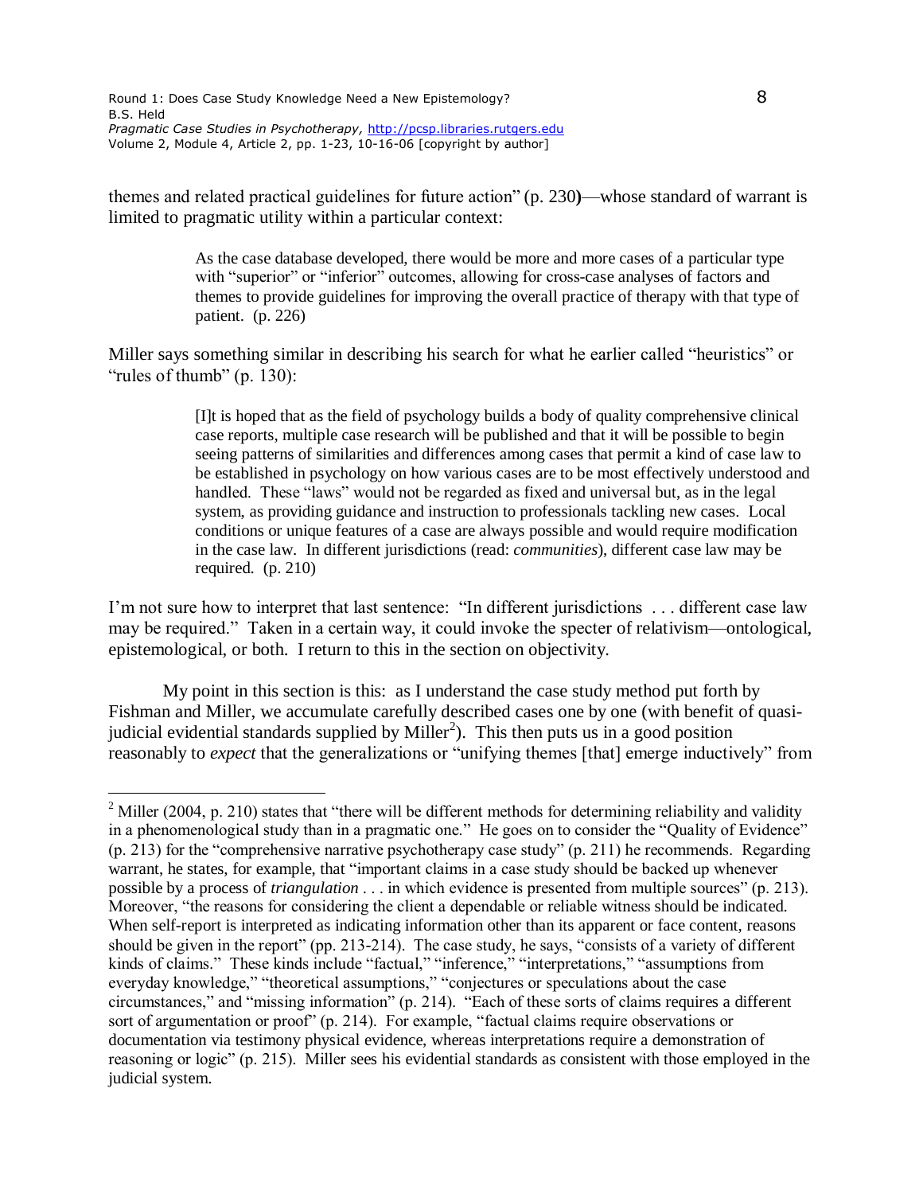themes and related practical guidelines for future action" (p. 230)—whose standard of warrant is limited to pragmatic utility within a particular context:

> As the case database developed, there would be more and more cases of a particular type with "superior" or "inferior" outcomes, allowing for cross-case analyses of factors and themes to provide guidelines for improving the overall practice of therapy with that type of patient. (p. 226)

Miller says something similar in describing his search for what he earlier called "heuristics" or "rules of thumb" (p. 130):

> [I]t is hoped that as the field of psychology builds a body of quality comprehensive clinical case reports, multiple case research will be published and that it will be possible to begin seeing patterns of similarities and differences among cases that permit a kind of case law to be established in psychology on how various cases are to be most effectively understood and handled. These "laws" would not be regarded as fixed and universal but, as in the legal system, as providing guidance and instruction to professionals tackling new cases. Local conditions or unique features of a case are always possible and would require modification in the case law. In different jurisdictions (read: *communities*), different case law may be required. (p. 210)

I'm not sure how to interpret that last sentence: "In different jurisdictions . . . different case law may be required." Taken in a certain way, it could invoke the specter of relativism—ontological, epistemological, or both. I return to this in the section on objectivity.

My point in this section is this: as I understand the case study method put forth by Fishman and Miller, we accumulate carefully described cases one by one (with benefit of quasi-judicial evidential standards supplied by Miller[2]). This then puts us in a good position reasonably to *expect* that the generalizations or "unifying themes [that] emerge inductively" from

---

[2] Miller (2004, p. 210) states that "there will be different methods for determining reliability and validity in a phenomenological study than in a pragmatic one." He goes on to consider the "Quality of Evidence" (p. 213) for the "comprehensive narrative psychotherapy case study" (p. 211) he recommends. Regarding warrant, he states, for example, that "important claims in a case study should be backed up whenever possible by a process of *triangulation* . . . in which evidence is presented from multiple sources" (p. 213). Moreover, "the reasons for considering the client a dependable or reliable witness should be indicated. When self-report is interpreted as indicating information other than its apparent or face content, reasons should be given in the report" (pp. 213-214). The case study, he says, "consists of a variety of different kinds of claims." These kinds include "factual," "inference," "interpretations," "assumptions from everyday knowledge," "theoretical assumptions," "conjectures or speculations about the case circumstances," and "missing information" (p. 214). "Each of these sorts of claims requires a different sort of argumentation or proof" (p. 214). For example, "factual claims require observations or documentation via testimony physical evidence, whereas interpretations require a demonstration of reasoning or logic" (p. 215). Miller sees his evidential standards as consistent with those employed in the judicial system.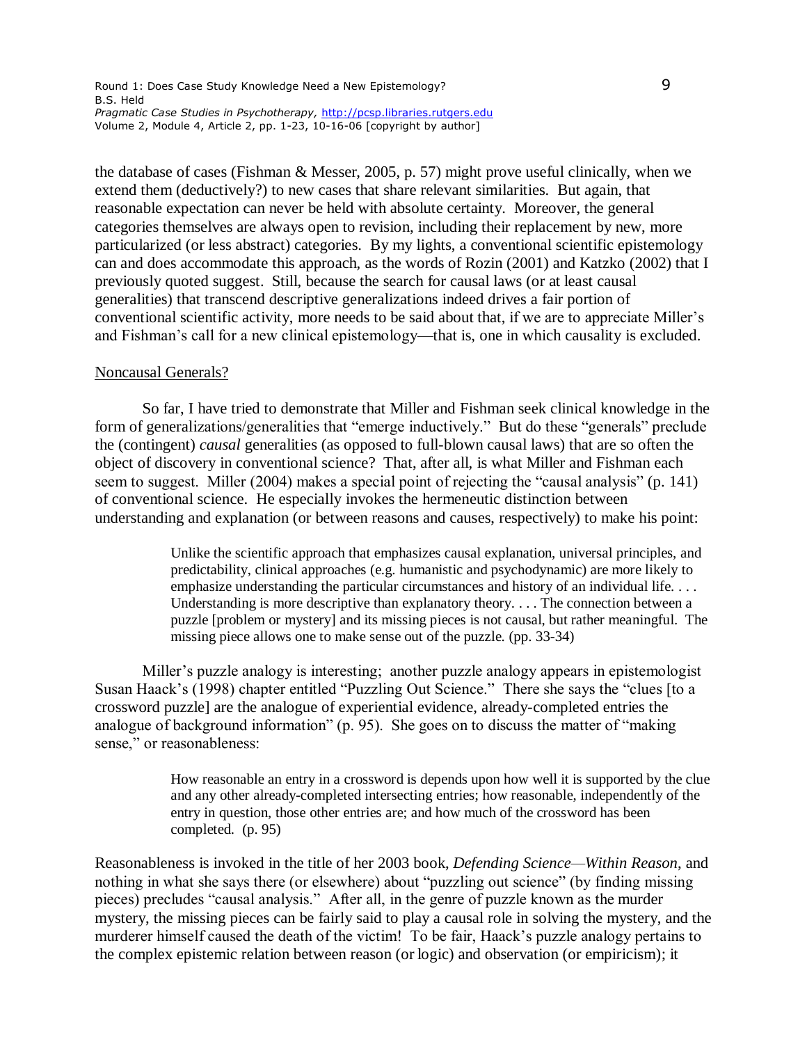the database of cases (Fishman & Messer, 2005, p. 57) might prove useful clinically, when we extend them (deductively?) to new cases that share relevant similarities. But again, that reasonable expectation can never be held with absolute certainty. Moreover, the general categories themselves are always open to revision, including their replacement by new, more particularized (or less abstract) categories. By my lights, a conventional scientific epistemology can and does accommodate this approach, as the words of Rozin (2001) and Katzko (2002) that I previously quoted suggest. Still, because the search for causal laws (or at least causal generalities) that transcend descriptive generalizations indeed drives a fair portion of conventional scientific activity, more needs to be said about that, if we are to appreciate Miller's and Fishman's call for a new clinical epistemology—that is, one in which causality is excluded.

## Noncausal Generals?

So far, I have tried to demonstrate that Miller and Fishman seek clinical knowledge in the form of generalizations/generalities that "emerge inductively." But do these "generals" preclude the (contingent) *causal* generalities (as opposed to full-blown causal laws) that are so often the object of discovery in conventional science? That, after all, is what Miller and Fishman each seem to suggest. Miller (2004) makes a special point of rejecting the "causal analysis" (p. 141) of conventional science. He especially invokes the hermeneutic distinction between understanding and explanation (or between reasons and causes, respectively) to make his point:

> Unlike the scientific approach that emphasizes causal explanation, universal principles, and predictability, clinical approaches (e.g. humanistic and psychodynamic) are more likely to emphasize understanding the particular circumstances and history of an individual life. . . . Understanding is more descriptive than explanatory theory. . . . The connection between a puzzle [problem or mystery] and its missing pieces is not causal, but rather meaningful. The missing piece allows one to make sense out of the puzzle. (pp. 33-34)

Miller's puzzle analogy is interesting; another puzzle analogy appears in epistemologist Susan Haack's (1998) chapter entitled "Puzzling Out Science." There she says the "clues [to a crossword puzzle] are the analogue of experiential evidence, already-completed entries the analogue of background information" (p. 95). She goes on to discuss the matter of "making sense," or reasonableness:

> How reasonable an entry in a crossword is depends upon how well it is supported by the clue and any other already-completed intersecting entries; how reasonable, independently of the entry in question, those other entries are; and how much of the crossword has been completed. (p. 95)

Reasonableness is invoked in the title of her 2003 book, *Defending Science—Within Reason*, and nothing in what she says there (or elsewhere) about "puzzling out science" (by finding missing pieces) precludes "causal analysis." After all, in the genre of puzzle known as the murder mystery, the missing pieces can be fairly said to play a causal role in solving the mystery, and the murderer himself caused the death of the victim! To be fair, Haack's puzzle analogy pertains to the complex epistemic relation between reason (or logic) and observation (or empiricism); it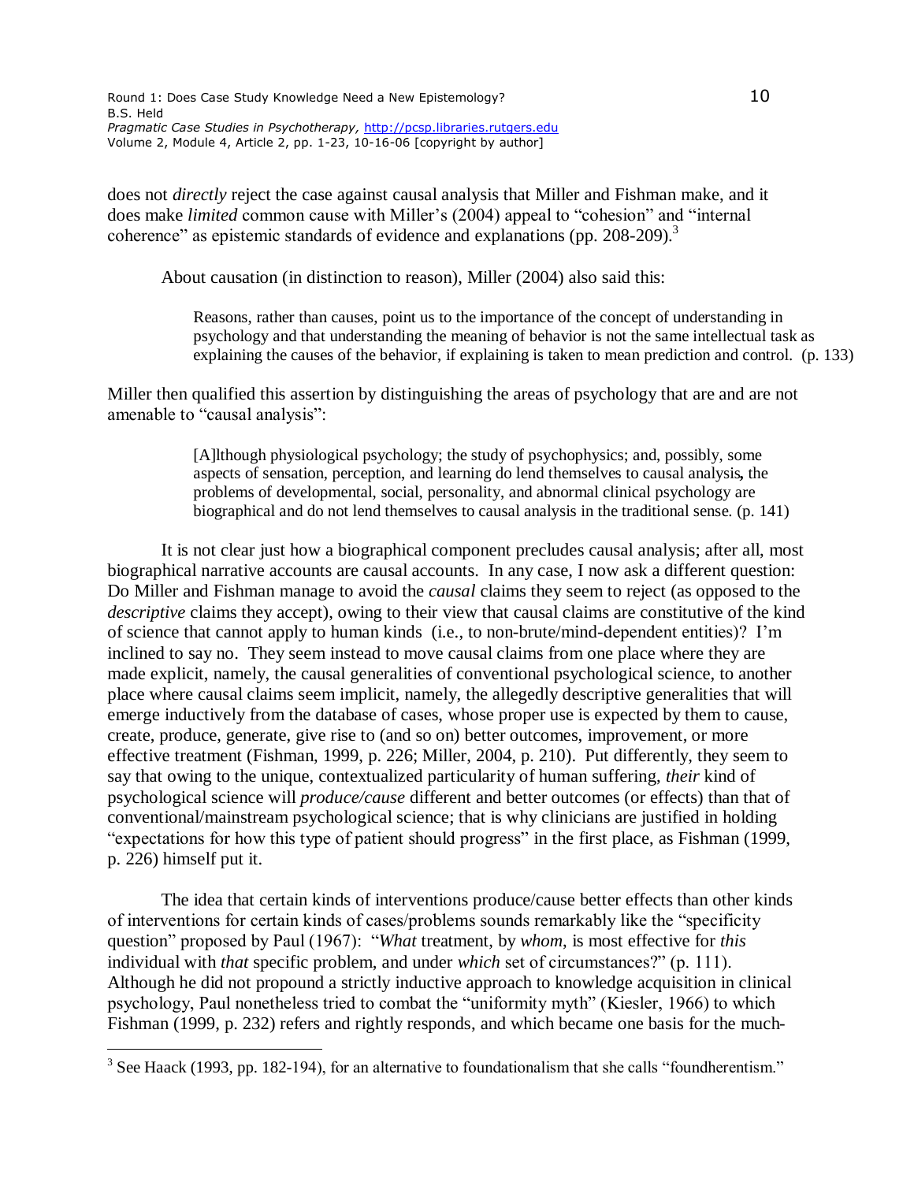does not *directly* reject the case against causal analysis that Miller and Fishman make, and it does make *limited* common cause with Miller's (2004) appeal to "cohesion" and "internal coherence" as epistemic standards of evidence and explanations (pp. 208-209).[3]

About causation (in distinction to reason), Miller (2004) also said this:

> Reasons, rather than causes, point us to the importance of the concept of understanding in psychology and that understanding the meaning of behavior is not the same intellectual task as explaining the causes of the behavior, if explaining is taken to mean prediction and control. (p. 133)

Miller then qualified this assertion by distinguishing the areas of psychology that are and are not amenable to "causal analysis":

> [A]lthough physiological psychology; the study of psychophysics; and, possibly, some aspects of sensation, perception, and learning do lend themselves to causal analysis**,** the problems of developmental, social, personality, and abnormal clinical psychology are biographical and do not lend themselves to causal analysis in the traditional sense. (p. 141)

It is not clear just how a biographical component precludes causal analysis; after all, most biographical narrative accounts are causal accounts. In any case, I now ask a different question: Do Miller and Fishman manage to avoid the *causal* claims they seem to reject (as opposed to the *descriptive* claims they accept), owing to their view that causal claims are constitutive of the kind of science that cannot apply to human kinds (i.e., to non-brute/mind-dependent entities)? I'm inclined to say no. They seem instead to move causal claims from one place where they are made explicit, namely, the causal generalities of conventional psychological science, to another place where causal claims seem implicit, namely, the allegedly descriptive generalities that will emerge inductively from the database of cases, whose proper use is expected by them to cause, create, produce, generate, give rise to (and so on) better outcomes, improvement, or more effective treatment (Fishman, 1999, p. 226; Miller, 2004, p. 210). Put differently, they seem to say that owing to the unique, contextualized particularity of human suffering, *their* kind of psychological science will *produce/cause* different and better outcomes (or effects) than that of conventional/mainstream psychological science; that is why clinicians are justified in holding "expectations for how this type of patient should progress" in the first place, as Fishman (1999, p. 226) himself put it.

The idea that certain kinds of interventions produce/cause better effects than other kinds of interventions for certain kinds of cases/problems sounds remarkably like the "specificity question" proposed by Paul (1967): "*What* treatment, by *whom*, is most effective for *this* individual with *that* specific problem, and under *which* set of circumstances?" (p. 111). Although he did not propound a strictly inductive approach to knowledge acquisition in clinical psychology, Paul nonetheless tried to combat the "uniformity myth" (Kiesler, 1966) to which Fishman (1999, p. 232) refers and rightly responds, and which became one basis for the much-

---

[3] See Haack (1993, pp. 182-194), for an alternative to foundationalism that she calls "foundherentism."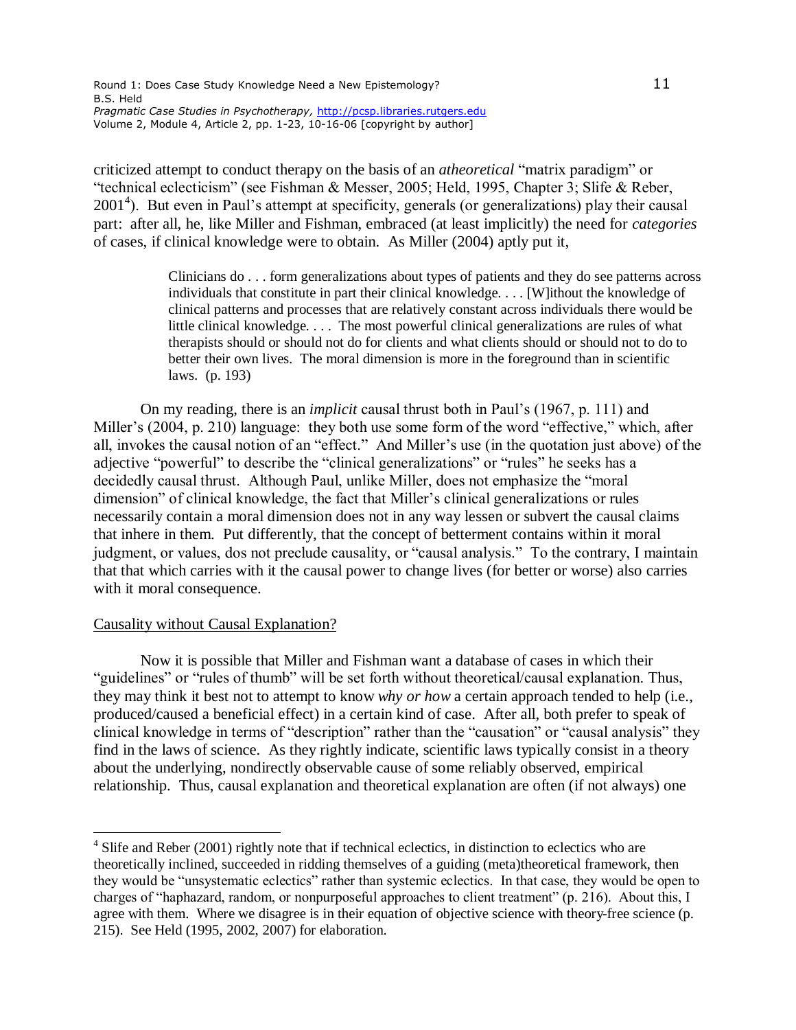criticized attempt to conduct therapy on the basis of an *atheoretical* "matrix paradigm" or "technical eclecticism" (see Fishman & Messer, 2005; Held, 1995, Chapter 3; Slife & Reber, 2001[4]). But even in Paul's attempt at specificity, generals (or generalizations) play their causal part: after all, he, like Miller and Fishman, embraced (at least implicitly) the need for *categories* of cases, if clinical knowledge were to obtain. As Miller (2004) aptly put it,

> Clinicians do . . . form generalizations about types of patients and they do see patterns across individuals that constitute in part their clinical knowledge. . . . [W]ithout the knowledge of clinical patterns and processes that are relatively constant across individuals there would be little clinical knowledge. . . . The most powerful clinical generalizations are rules of what therapists should or should not do for clients and what clients should or should not to do to better their own lives. The moral dimension is more in the foreground than in scientific laws. (p. 193)

On my reading, there is an *implicit* causal thrust both in Paul's (1967, p. 111) and Miller's (2004, p. 210) language: they both use some form of the word "effective," which, after all, invokes the causal notion of an "effect." And Miller's use (in the quotation just above) of the adjective "powerful" to describe the "clinical generalizations" or "rules" he seeks has a decidedly causal thrust. Although Paul, unlike Miller, does not emphasize the "moral dimension" of clinical knowledge, the fact that Miller's clinical generalizations or rules necessarily contain a moral dimension does not in any way lessen or subvert the causal claims that inhere in them. Put differently, that the concept of betterment contains within it moral judgment, or values, dos not preclude causality, or "causal analysis." To the contrary, I maintain that that which carries with it the causal power to change lives (for better or worse) also carries with it moral consequence.

## Causality without Causal Explanation?

Now it is possible that Miller and Fishman want a database of cases in which their "guidelines" or "rules of thumb" will be set forth without theoretical/causal explanation. Thus, they may think it best not to attempt to know *why or how* a certain approach tended to help (i.e., produced/caused a beneficial effect) in a certain kind of case. After all, both prefer to speak of clinical knowledge in terms of "description" rather than the "causation" or "causal analysis" they find in the laws of science. As they rightly indicate, scientific laws typically consist in a theory about the underlying, nondirectly observable cause of some reliably observed, empirical relationship. Thus, causal explanation and theoretical explanation are often (if not always) one

---

[4] Slife and Reber (2001) rightly note that if technical eclectics, in distinction to eclectics who are theoretically inclined, succeeded in ridding themselves of a guiding (meta)theoretical framework, then they would be "unsystematic eclectics" rather than systemic eclectics. In that case, they would be open to charges of "haphazard, random, or nonpurposeful approaches to client treatment" (p. 216). About this, I agree with them. Where we disagree is in their equation of objective science with theory-free science (p. 215). See Held (1995, 2002, 2007) for elaboration.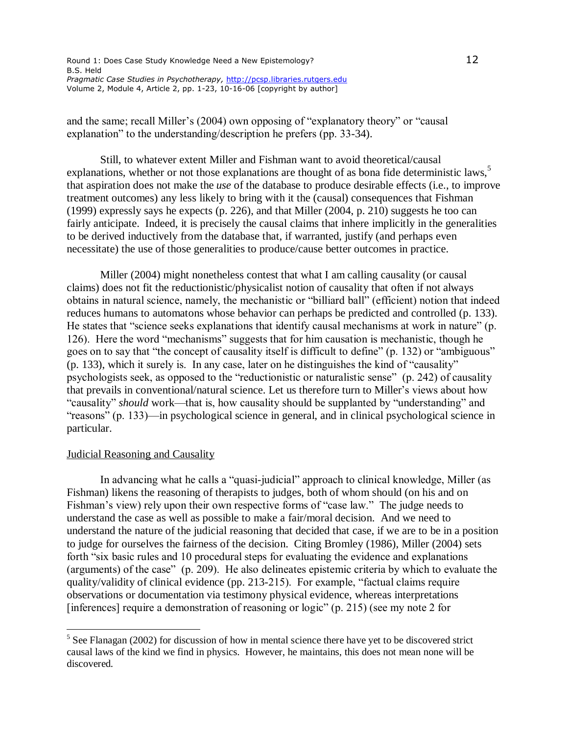and the same; recall Miller's (2004) own opposing of "explanatory theory" or "causal explanation" to the understanding/description he prefers (pp. 33-34).

Still, to whatever extent Miller and Fishman want to avoid theoretical/causal explanations, whether or not those explanations are thought of as bona fide deterministic laws,[5] that aspiration does not make the *use* of the database to produce desirable effects (i.e., to improve treatment outcomes) any less likely to bring with it the (causal) consequences that Fishman (1999) expressly says he expects (p. 226), and that Miller (2004, p. 210) suggests he too can fairly anticipate. Indeed, it is precisely the causal claims that inhere implicitly in the generalities to be derived inductively from the database that, if warranted, justify (and perhaps even necessitate) the use of those generalities to produce/cause better outcomes in practice.

Miller (2004) might nonetheless contest that what I am calling causality (or causal claims) does not fit the reductionistic/physicalist notion of causality that often if not always obtains in natural science, namely, the mechanistic or "billiard ball" (efficient) notion that indeed reduces humans to automatons whose behavior can perhaps be predicted and controlled (p. 133). He states that "science seeks explanations that identify causal mechanisms at work in nature" (p. 126). Here the word "mechanisms" suggests that for him causation is mechanistic, though he goes on to say that "the concept of causality itself is difficult to define" (p. 132) or "ambiguous" (p. 133), which it surely is. In any case, later on he distinguishes the kind of "causality" psychologists seek, as opposed to the "reductionistic or naturalistic sense" (p. 242) of causality that prevails in conventional/natural science. Let us therefore turn to Miller's views about how "causality" *should* work—that is, how causality should be supplanted by "understanding" and "reasons" (p. 133)—in psychological science in general, and in clinical psychological science in particular.

## Judicial Reasoning and Causality

In advancing what he calls a "quasi-judicial" approach to clinical knowledge, Miller (as Fishman) likens the reasoning of therapists to judges, both of whom should (on his and on Fishman's view) rely upon their own respective forms of "case law." The judge needs to understand the case as well as possible to make a fair/moral decision. And we need to understand the nature of the judicial reasoning that decided that case, if we are to be in a position to judge for ourselves the fairness of the decision. Citing Bromley (1986), Miller (2004) sets forth "six basic rules and 10 procedural steps for evaluating the evidence and explanations (arguments) of the case" (p. 209). He also delineates epistemic criteria by which to evaluate the quality/validity of clinical evidence (pp. 213-215). For example, "factual claims require observations or documentation via testimony physical evidence, whereas interpretations [inferences] require a demonstration of reasoning or logic" (p. 215) (see my note 2 for

[5] See Flanagan (2002) for discussion of how in mental science there have yet to be discovered strict causal laws of the kind we find in physics. However, he maintains, this does not mean none will be discovered.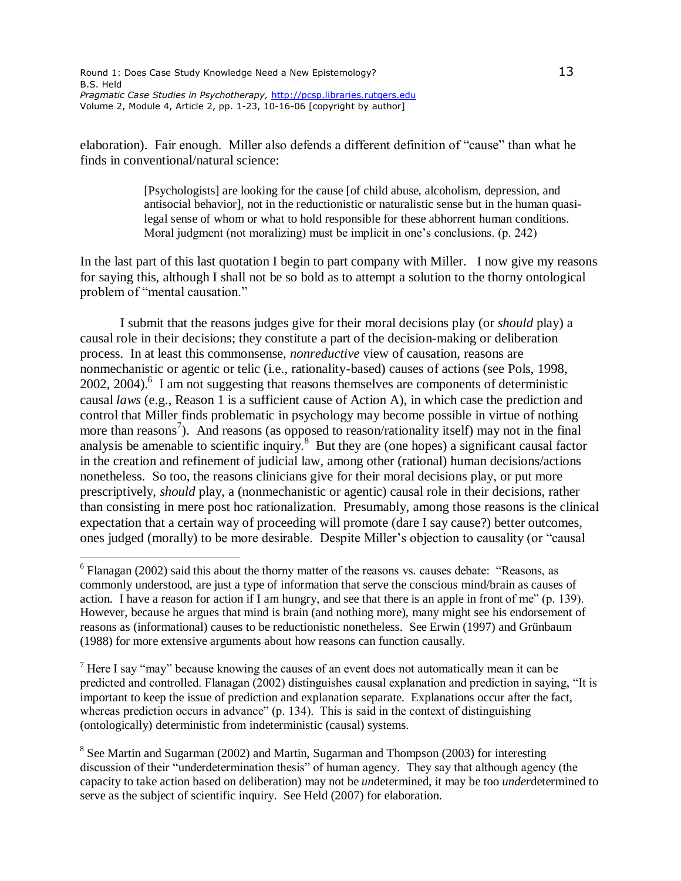elaboration). Fair enough. Miller also defends a different definition of "cause" than what he finds in conventional/natural science:

> [Psychologists] are looking for the cause [of child abuse, alcoholism, depression, and antisocial behavior], not in the reductionistic or naturalistic sense but in the human quasi-legal sense of whom or what to hold responsible for these abhorrent human conditions. Moral judgment (not moralizing) must be implicit in one's conclusions. (p. 242)

In the last part of this last quotation I begin to part company with Miller. I now give my reasons for saying this, although I shall not be so bold as to attempt a solution to the thorny ontological problem of "mental causation."

I submit that the reasons judges give for their moral decisions play (or *should* play) a causal role in their decisions; they constitute a part of the decision-making or deliberation process. In at least this commonsense, *nonreductive* view of causation, reasons are nonmechanistic or agentic or telic (i.e., rationality-based) causes of actions (see Pols, 1998, 2002, 2004).[6] I am not suggesting that reasons themselves are components of deterministic causal *laws* (e.g., Reason 1 is a sufficient cause of Action A), in which case the prediction and control that Miller finds problematic in psychology may become possible in virtue of nothing more than reasons[7]). And reasons (as opposed to reason/rationality itself) may not in the final analysis be amenable to scientific inquiry.[8] But they are (one hopes) a significant causal factor in the creation and refinement of judicial law, among other (rational) human decisions/actions nonetheless. So too, the reasons clinicians give for their moral decisions play, or put more prescriptively, *should* play, a (nonmechanistic or agentic) causal role in their decisions, rather than consisting in mere post hoc rationalization. Presumably, among those reasons is the clinical expectation that a certain way of proceeding will promote (dare I say cause?) better outcomes, ones judged (morally) to be more desirable. Despite Miller's objection to causality (or "causal

---

[6] Flanagan (2002) said this about the thorny matter of the reasons vs. causes debate: "Reasons, as commonly understood, are just a type of information that serve the conscious mind/brain as causes of action. I have a reason for action if I am hungry, and see that there is an apple in front of me" (p. 139). However, because he argues that mind is brain (and nothing more), many might see his endorsement of reasons as (informational) causes to be reductionistic nonetheless. See Erwin (1997) and Grünbaum (1988) for more extensive arguments about how reasons can function causally.

[7] Here I say "may" because knowing the causes of an event does not automatically mean it can be predicted and controlled. Flanagan (2002) distinguishes causal explanation and prediction in saying, "It is important to keep the issue of prediction and explanation separate. Explanations occur after the fact, whereas prediction occurs in advance" (p. 134). This is said in the context of distinguishing (ontologically) deterministic from indeterministic (causal) systems.

[8] See Martin and Sugarman (2002) and Martin, Sugarman and Thompson (2003) for interesting discussion of their "underdetermination thesis" of human agency. They say that although agency (the capacity to take action based on deliberation) may not be *un*determined, it may be too *under*determined to serve as the subject of scientific inquiry. See Held (2007) for elaboration.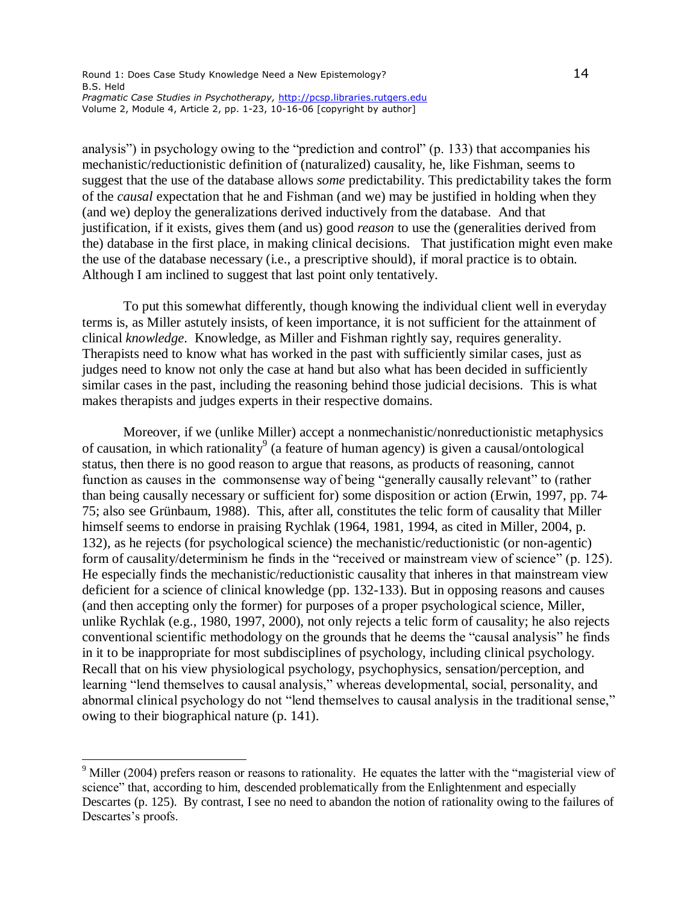analysis") in psychology owing to the "prediction and control" (p. 133) that accompanies his mechanistic/reductionistic definition of (naturalized) causality, he, like Fishman, seems to suggest that the use of the database allows *some* predictability. This predictability takes the form of the *causal* expectation that he and Fishman (and we) may be justified in holding when they (and we) deploy the generalizations derived inductively from the database. And that justification, if it exists, gives them (and us) good *reason* to use the (generalities derived from the) database in the first place, in making clinical decisions. That justification might even make the use of the database necessary (i.e., a prescriptive should), if moral practice is to obtain. Although I am inclined to suggest that last point only tentatively.

To put this somewhat differently, though knowing the individual client well in everyday terms is, as Miller astutely insists, of keen importance, it is not sufficient for the attainment of clinical *knowledge*. Knowledge, as Miller and Fishman rightly say, requires generality. Therapists need to know what has worked in the past with sufficiently similar cases, just as judges need to know not only the case at hand but also what has been decided in sufficiently similar cases in the past, including the reasoning behind those judicial decisions. This is what makes therapists and judges experts in their respective domains.

Moreover, if we (unlike Miller) accept a nonmechanistic/nonreductionistic metaphysics of causation, in which rationality[9] (a feature of human agency) is given a causal/ontological status, then there is no good reason to argue that reasons, as products of reasoning, cannot function as causes in the commonsense way of being "generally causally relevant" to (rather than being causally necessary or sufficient for) some disposition or action (Erwin, 1997, pp. 74-75; also see Grünbaum, 1988). This, after all, constitutes the telic form of causality that Miller himself seems to endorse in praising Rychlak (1964, 1981, 1994, as cited in Miller, 2004, p. 132), as he rejects (for psychological science) the mechanistic/reductionistic (or non-agentic) form of causality/determinism he finds in the "received or mainstream view of science" (p. 125). He especially finds the mechanistic/reductionistic causality that inheres in that mainstream view deficient for a science of clinical knowledge (pp. 132-133). But in opposing reasons and causes (and then accepting only the former) for purposes of a proper psychological science, Miller, unlike Rychlak (e.g., 1980, 1997, 2000), not only rejects a telic form of causality; he also rejects conventional scientific methodology on the grounds that he deems the "causal analysis" he finds in it to be inappropriate for most subdisciplines of psychology, including clinical psychology. Recall that on his view physiological psychology, psychophysics, sensation/perception, and learning "lend themselves to causal analysis," whereas developmental, social, personality, and abnormal clinical psychology do not "lend themselves to causal analysis in the traditional sense," owing to their biographical nature (p. 141).

---

[9] Miller (2004) prefers reason or reasons to rationality. He equates the latter with the "magisterial view of science" that, according to him, descended problematically from the Enlightenment and especially Descartes (p. 125). By contrast, I see no need to abandon the notion of rationality owing to the failures of Descartes's proofs.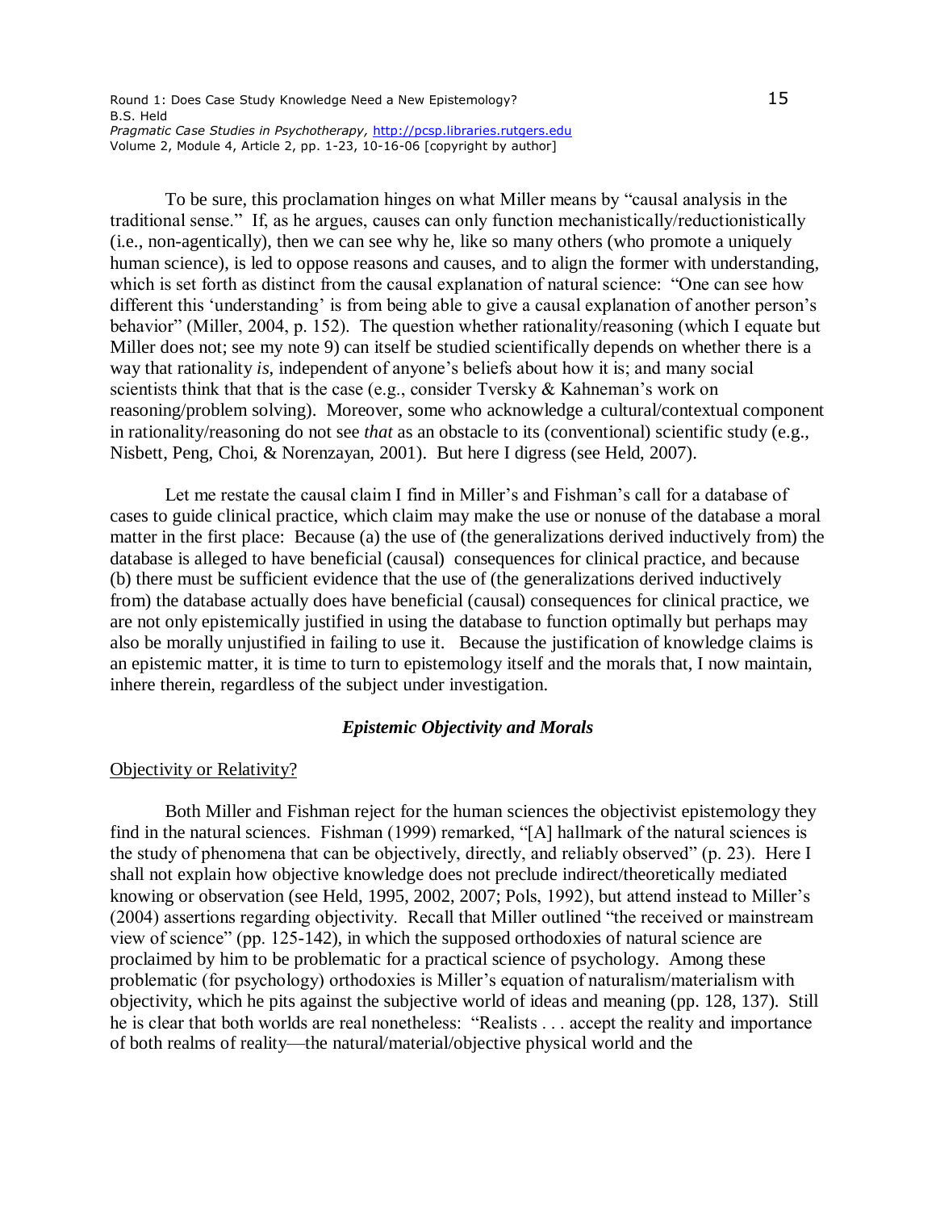To be sure, this proclamation hinges on what Miller means by "causal analysis in the traditional sense." If, as he argues, causes can only function mechanistically/reductionistically (i.e., non-agentically), then we can see why he, like so many others (who promote a uniquely human science), is led to oppose reasons and causes, and to align the former with understanding, which is set forth as distinct from the causal explanation of natural science: "One can see how different this 'understanding' is from being able to give a causal explanation of another person's behavior" (Miller, 2004, p. 152). The question whether rationality/reasoning (which I equate but Miller does not; see my note 9) can itself be studied scientifically depends on whether there is a way that rationality *is*, independent of anyone's beliefs about how it is; and many social scientists think that that is the case (e.g., consider Tversky & Kahneman's work on reasoning/problem solving). Moreover, some who acknowledge a cultural/contextual component in rationality/reasoning do not see *that* as an obstacle to its (conventional) scientific study (e.g., Nisbett, Peng, Choi, & Norenzayan, 2001). But here I digress (see Held, 2007).

Let me restate the causal claim I find in Miller's and Fishman's call for a database of cases to guide clinical practice, which claim may make the use or nonuse of the database a moral matter in the first place: Because (a) the use of (the generalizations derived inductively from) the database is alleged to have beneficial (causal) consequences for clinical practice, and because (b) there must be sufficient evidence that the use of (the generalizations derived inductively from) the database actually does have beneficial (causal) consequences for clinical practice, we are not only epistemically justified in using the database to function optimally but perhaps may also be morally unjustified in failing to use it. Because the justification of knowledge claims is an epistemic matter, it is time to turn to epistemology itself and the morals that, I now maintain, inhere therein, regardless of the subject under investigation.

### *Epistemic Objectivity and Morals*

<u>Objectivity or Relativity?</u>

Both Miller and Fishman reject for the human sciences the objectivist epistemology they find in the natural sciences. Fishman (1999) remarked, "[A] hallmark of the natural sciences is the study of phenomena that can be objectively, directly, and reliably observed" (p. 23). Here I shall not explain how objective knowledge does not preclude indirect/theoretically mediated knowing or observation (see Held, 1995, 2002, 2007; Pols, 1992), but attend instead to Miller's (2004) assertions regarding objectivity. Recall that Miller outlined "the received or mainstream view of science" (pp. 125-142), in which the supposed orthodoxies of natural science are proclaimed by him to be problematic for a practical science of psychology. Among these problematic (for psychology) orthodoxies is Miller's equation of naturalism/materialism with objectivity, which he pits against the subjective world of ideas and meaning (pp. 128, 137). Still he is clear that both worlds are real nonetheless: "Realists . . . accept the reality and importance of both realms of reality—the natural/material/objective physical world and the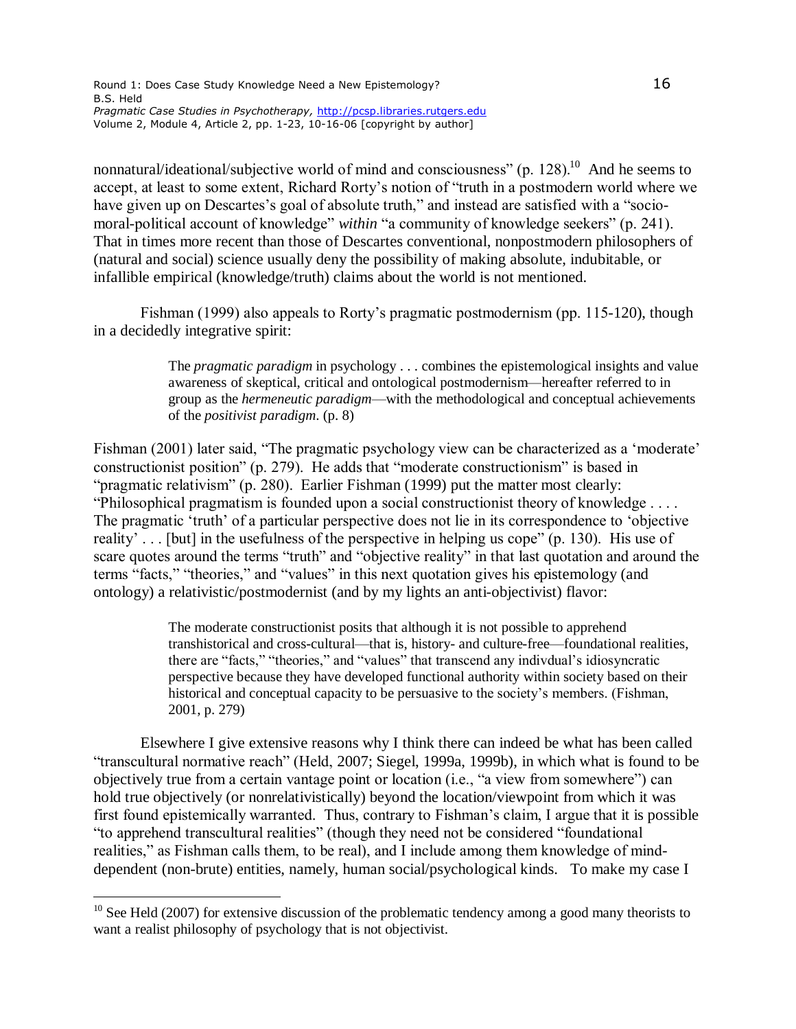nonnatural/ideational/subjective world of mind and consciousness" (p. 128).[10] And he seems to accept, at least to some extent, Richard Rorty's notion of "truth in a postmodern world where we have given up on Descartes's goal of absolute truth," and instead are satisfied with a "socio-moral-political account of knowledge" *within* "a community of knowledge seekers" (p. 241). That in times more recent than those of Descartes conventional, nonpostmodern philosophers of (natural and social) science usually deny the possibility of making absolute, indubitable, or infallible empirical (knowledge/truth) claims about the world is not mentioned.

Fishman (1999) also appeals to Rorty's pragmatic postmodernism (pp. 115-120), though in a decidedly integrative spirit:

> The *pragmatic paradigm* in psychology . . . combines the epistemological insights and value awareness of skeptical, critical and ontological postmodernism—hereafter referred to in group as the *hermeneutic paradigm*—with the methodological and conceptual achievements of the *positivist paradigm*. (p. 8)

Fishman (2001) later said, "The pragmatic psychology view can be characterized as a 'moderate' constructionist position" (p. 279). He adds that "moderate constructionism" is based in "pragmatic relativism" (p. 280). Earlier Fishman (1999) put the matter most clearly: "Philosophical pragmatism is founded upon a social constructionist theory of knowledge . . . . The pragmatic 'truth' of a particular perspective does not lie in its correspondence to 'objective reality' . . . [but] in the usefulness of the perspective in helping us cope" (p. 130). His use of scare quotes around the terms "truth" and "objective reality" in that last quotation and around the terms "facts," "theories," and "values" in this next quotation gives his epistemology (and ontology) a relativistic/postmodernist (and by my lights an anti-objectivist) flavor:

> The moderate constructionist posits that although it is not possible to apprehend transhistorical and cross-cultural—that is, history- and culture-free—foundational realities, there are "facts," "theories," and "values" that transcend any indivdual's idiosyncratic perspective because they have developed functional authority within society based on their historical and conceptual capacity to be persuasive to the society's members. (Fishman, 2001, p. 279)

Elsewhere I give extensive reasons why I think there can indeed be what has been called "transcultural normative reach" (Held, 2007; Siegel, 1999a, 1999b), in which what is found to be objectively true from a certain vantage point or location (i.e., "a view from somewhere") can hold true objectively (or nonrelativistically) beyond the location/viewpoint from which it was first found epistemically warranted. Thus, contrary to Fishman's claim, I argue that it is possible "to apprehend transcultural realities" (though they need not be considered "foundational realities," as Fishman calls them, to be real), and I include among them knowledge of mind-dependent (non-brute) entities, namely, human social/psychological kinds. To make my case I

---

[10] See Held (2007) for extensive discussion of the problematic tendency among a good many theorists to want a realist philosophy of psychology that is not objectivist.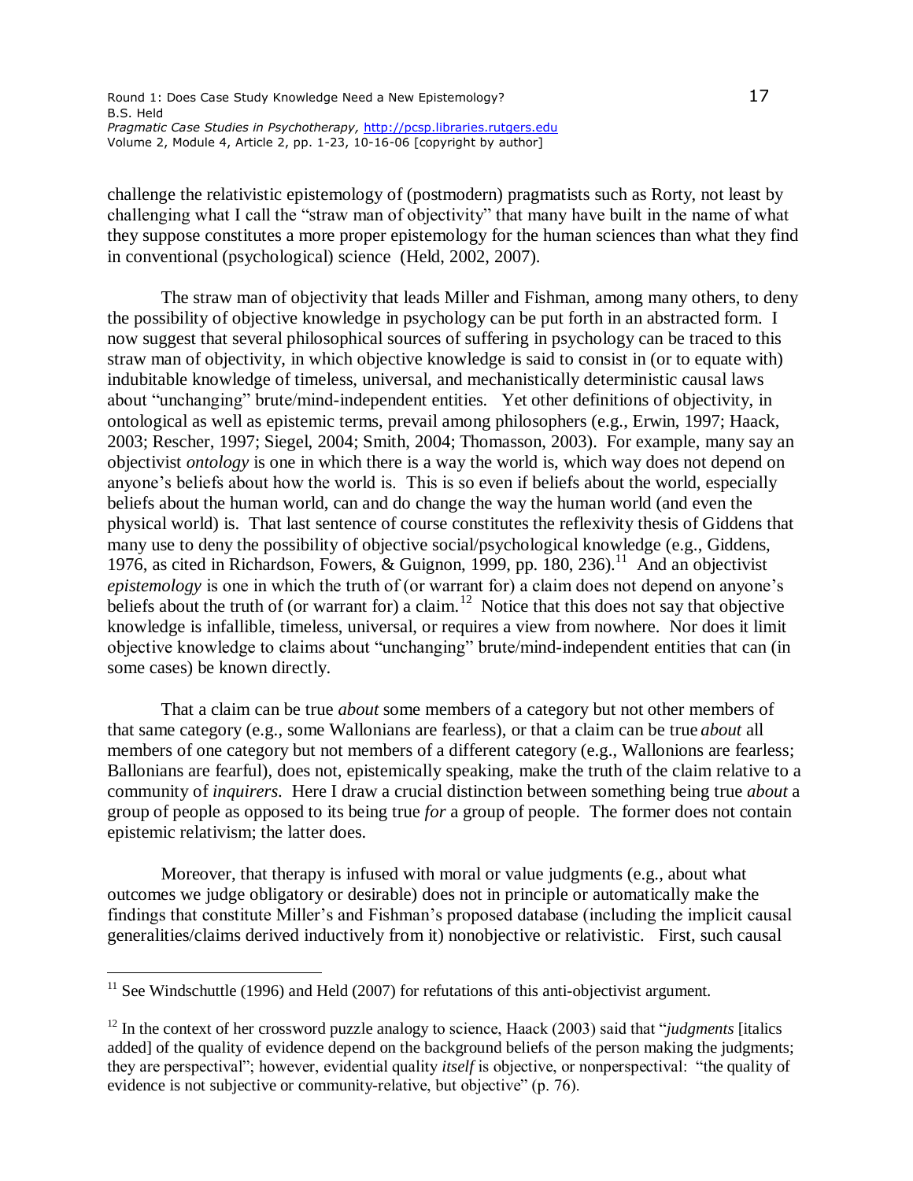challenge the relativistic epistemology of (postmodern) pragmatists such as Rorty, not least by challenging what I call the "straw man of objectivity" that many have built in the name of what they suppose constitutes a more proper epistemology for the human sciences than what they find in conventional (psychological) science (Held, 2002, 2007).

The straw man of objectivity that leads Miller and Fishman, among many others, to deny the possibility of objective knowledge in psychology can be put forth in an abstracted form. I now suggest that several philosophical sources of suffering in psychology can be traced to this straw man of objectivity, in which objective knowledge is said to consist in (or to equate with) indubitable knowledge of timeless, universal, and mechanistically deterministic causal laws about "unchanging" brute/mind-independent entities. Yet other definitions of objectivity, in ontological as well as epistemic terms, prevail among philosophers (e.g., Erwin, 1997; Haack, 2003; Rescher, 1997; Siegel, 2004; Smith, 2004; Thomasson, 2003). For example, many say an objectivist *ontology* is one in which there is a way the world is, which way does not depend on anyone's beliefs about how the world is. This is so even if beliefs about the world, especially beliefs about the human world, can and do change the way the human world (and even the physical world) is. That last sentence of course constitutes the reflexivity thesis of Giddens that many use to deny the possibility of objective social/psychological knowledge (e.g., Giddens, 1976, as cited in Richardson, Fowers, & Guignon, 1999, pp. 180, 236).[11] And an objectivist *epistemology* is one in which the truth of (or warrant for) a claim does not depend on anyone's beliefs about the truth of (or warrant for) a claim.[12] Notice that this does not say that objective knowledge is infallible, timeless, universal, or requires a view from nowhere. Nor does it limit objective knowledge to claims about "unchanging" brute/mind-independent entities that can (in some cases) be known directly.

That a claim can be true *about* some members of a category but not other members of that same category (e.g., some Wallonians are fearless), or that a claim can be true *about* all members of one category but not members of a different category (e.g., Wallonions are fearless; Ballonians are fearful), does not, epistemically speaking, make the truth of the claim relative to a community of *inquirers*. Here I draw a crucial distinction between something being true *about* a group of people as opposed to its being true *for* a group of people. The former does not contain epistemic relativism; the latter does.

Moreover, that therapy is infused with moral or value judgments (e.g., about what outcomes we judge obligatory or desirable) does not in principle or automatically make the findings that constitute Miller's and Fishman's proposed database (including the implicit causal generalities/claims derived inductively from it) nonobjective or relativistic. First, such causal

---

[11] See Windschuttle (1996) and Held (2007) for refutations of this anti-objectivist argument.

[12] In the context of her crossword puzzle analogy to science, Haack (2003) said that "*judgments* [italics added] of the quality of evidence depend on the background beliefs of the person making the judgments; they are perspectival"; however, evidential quality *itself* is objective, or nonperspectival: "the quality of evidence is not subjective or community-relative, but objective" (p. 76).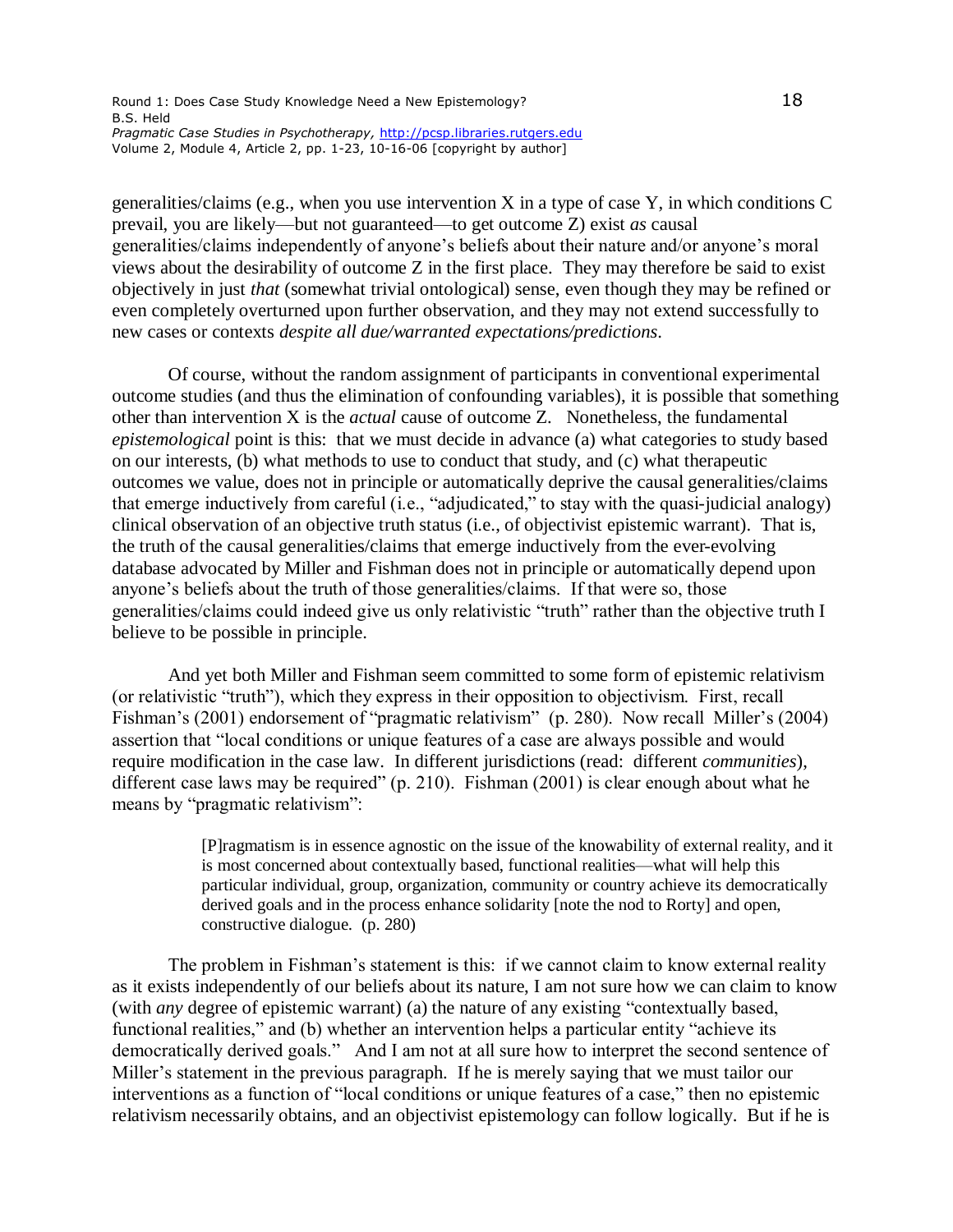generalities/claims (e.g., when you use intervention X in a type of case Y, in which conditions C prevail, you are likely—but not guaranteed—to get outcome Z) exist *as* causal generalities/claims independently of anyone's beliefs about their nature and/or anyone's moral views about the desirability of outcome Z in the first place. They may therefore be said to exist objectively in just *that* (somewhat trivial ontological) sense, even though they may be refined or even completely overturned upon further observation, and they may not extend successfully to new cases or contexts *despite all due/warranted expectations/predictions*.

Of course, without the random assignment of participants in conventional experimental outcome studies (and thus the elimination of confounding variables), it is possible that something other than intervention X is the *actual* cause of outcome Z. Nonetheless, the fundamental *epistemological* point is this: that we must decide in advance (a) what categories to study based on our interests, (b) what methods to use to conduct that study, and (c) what therapeutic outcomes we value, does not in principle or automatically deprive the causal generalities/claims that emerge inductively from careful (i.e., "adjudicated," to stay with the quasi-judicial analogy) clinical observation of an objective truth status (i.e., of objectivist epistemic warrant). That is, the truth of the causal generalities/claims that emerge inductively from the ever-evolving database advocated by Miller and Fishman does not in principle or automatically depend upon anyone's beliefs about the truth of those generalities/claims. If that were so, those generalities/claims could indeed give us only relativistic "truth" rather than the objective truth I believe to be possible in principle.

And yet both Miller and Fishman seem committed to some form of epistemic relativism (or relativistic "truth"), which they express in their opposition to objectivism. First, recall Fishman's (2001) endorsement of "pragmatic relativism" (p. 280). Now recall Miller's (2004) assertion that "local conditions or unique features of a case are always possible and would require modification in the case law. In different jurisdictions (read: different *communities*), different case laws may be required" (p. 210). Fishman (2001) is clear enough about what he means by "pragmatic relativism":

> [P]ragmatism is in essence agnostic on the issue of the knowability of external reality, and it is most concerned about contextually based, functional realities—what will help this particular individual, group, organization, community or country achieve its democratically derived goals and in the process enhance solidarity [note the nod to Rorty] and open, constructive dialogue. (p. 280)

The problem in Fishman's statement is this: if we cannot claim to know external reality as it exists independently of our beliefs about its nature, I am not sure how we can claim to know (with *any* degree of epistemic warrant) (a) the nature of any existing "contextually based, functional realities," and (b) whether an intervention helps a particular entity "achieve its democratically derived goals." And I am not at all sure how to interpret the second sentence of Miller's statement in the previous paragraph. If he is merely saying that we must tailor our interventions as a function of "local conditions or unique features of a case," then no epistemic relativism necessarily obtains, and an objectivist epistemology can follow logically. But if he is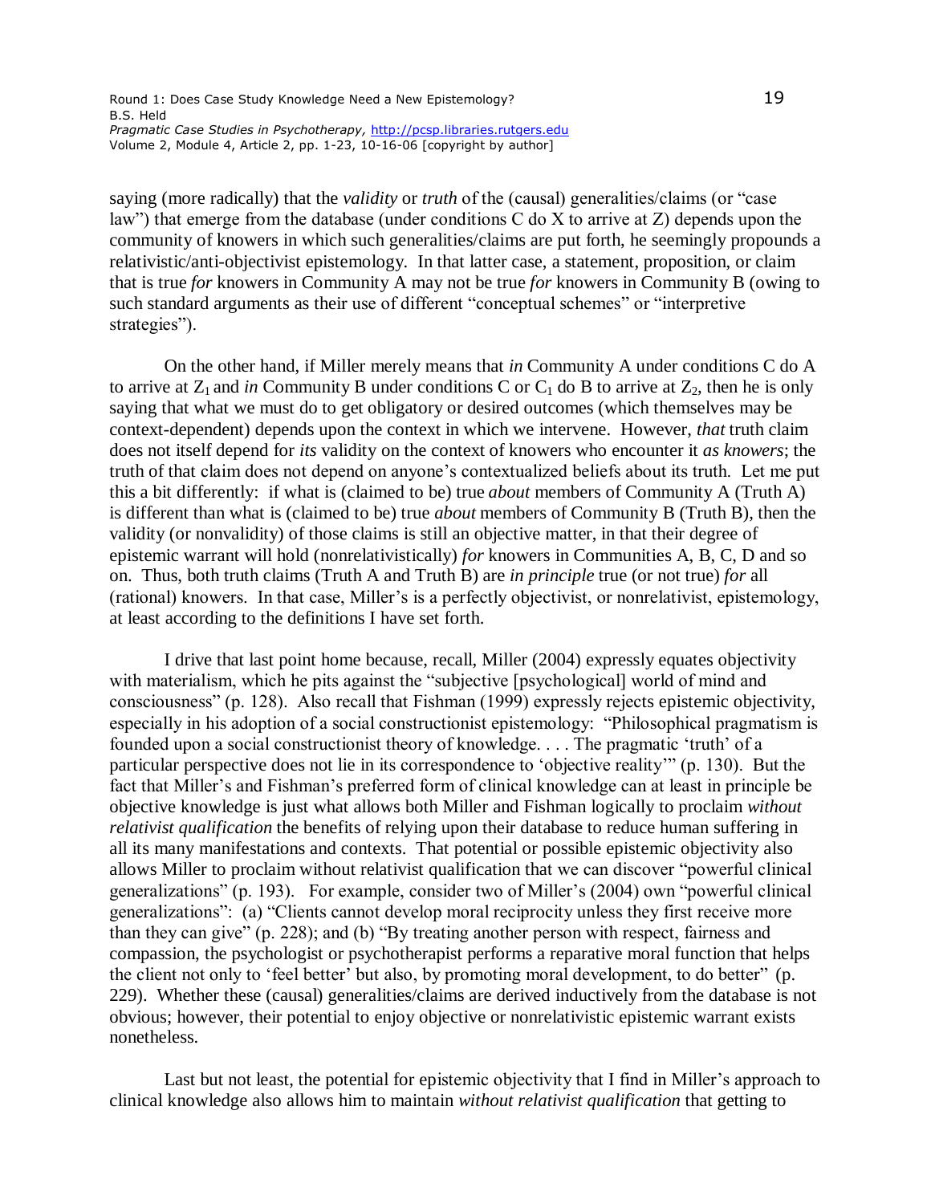saying (more radically) that the *validity* or *truth* of the (causal) generalities/claims (or "case law") that emerge from the database (under conditions C do X to arrive at Z) depends upon the community of knowers in which such generalities/claims are put forth, he seemingly propounds a relativistic/anti-objectivist epistemology. In that latter case, a statement, proposition, or claim that is true *for* knowers in Community A may not be true *for* knowers in Community B (owing to such standard arguments as their use of different "conceptual schemes" or "interpretive strategies").

On the other hand, if Miller merely means that *in* Community A under conditions C do A to arrive at $Z_1$ and *in* Community B under conditions C or $C_1$ do B to arrive at $Z_2$, then he is only saying that what we must do to get obligatory or desired outcomes (which themselves may be context-dependent) depends upon the context in which we intervene. However, *that* truth claim does not itself depend for *its* validity on the context of knowers who encounter it *as knowers*; the truth of that claim does not depend on anyone's contextualized beliefs about its truth. Let me put this a bit differently: if what is (claimed to be) true *about* members of Community A (Truth A) is different than what is (claimed to be) true *about* members of Community B (Truth B), then the validity (or nonvalidity) of those claims is still an objective matter, in that their degree of epistemic warrant will hold (nonrelativistically) *for* knowers in Communities A, B, C, D and so on. Thus, both truth claims (Truth A and Truth B) are *in principle* true (or not true) *for* all (rational) knowers. In that case, Miller's is a perfectly objectivist, or nonrelativist, epistemology, at least according to the definitions I have set forth.

I drive that last point home because, recall, Miller (2004) expressly equates objectivity with materialism, which he pits against the "subjective [psychological] world of mind and consciousness" (p. 128). Also recall that Fishman (1999) expressly rejects epistemic objectivity, especially in his adoption of a social constructionist epistemology: "Philosophical pragmatism is founded upon a social constructionist theory of knowledge. . . . The pragmatic 'truth' of a particular perspective does not lie in its correspondence to 'objective reality'" (p. 130). But the fact that Miller's and Fishman's preferred form of clinical knowledge can at least in principle be objective knowledge is just what allows both Miller and Fishman logically to proclaim *without relativist qualification* the benefits of relying upon their database to reduce human suffering in all its many manifestations and contexts. That potential or possible epistemic objectivity also allows Miller to proclaim without relativist qualification that we can discover "powerful clinical generalizations" (p. 193). For example, consider two of Miller's (2004) own "powerful clinical generalizations": (a) "Clients cannot develop moral reciprocity unless they first receive more than they can give" (p. 228); and (b) "By treating another person with respect, fairness and compassion, the psychologist or psychotherapist performs a reparative moral function that helps the client not only to 'feel better' but also, by promoting moral development, to do better" (p. 229). Whether these (causal) generalities/claims are derived inductively from the database is not obvious; however, their potential to enjoy objective or nonrelativistic epistemic warrant exists nonetheless.

Last but not least, the potential for epistemic objectivity that I find in Miller's approach to clinical knowledge also allows him to maintain *without relativist qualification* that getting to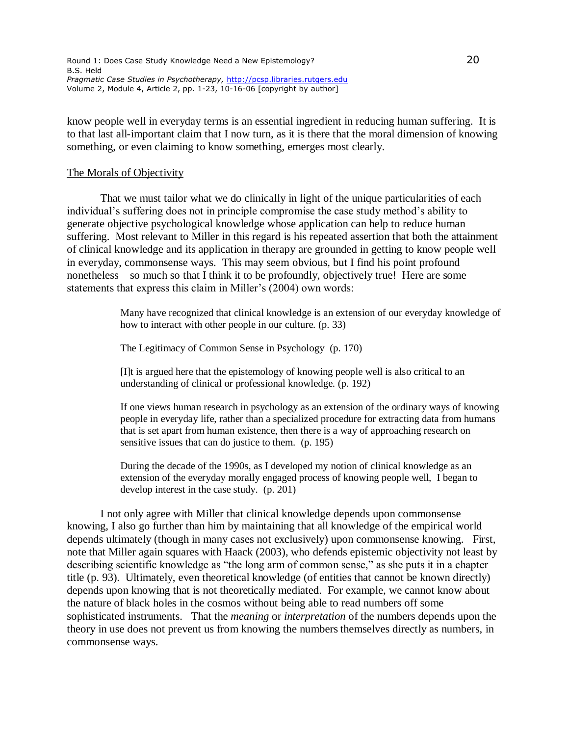know people well in everyday terms is an essential ingredient in reducing human suffering. It is to that last all-important claim that I now turn, as it is there that the moral dimension of knowing something, or even claiming to know something, emerges most clearly.

## The Morals of Objectivity

That we must tailor what we do clinically in light of the unique particularities of each individual's suffering does not in principle compromise the case study method's ability to generate objective psychological knowledge whose application can help to reduce human suffering. Most relevant to Miller in this regard is his repeated assertion that both the attainment of clinical knowledge and its application in therapy are grounded in getting to know people well in everyday, commonsense ways. This may seem obvious, but I find his point profound nonetheless—so much so that I think it to be profoundly, objectively true! Here are some statements that express this claim in Miller's (2004) own words:

> Many have recognized that clinical knowledge is an extension of our everyday knowledge of how to interact with other people in our culture. (p. 33)
>
> The Legitimacy of Common Sense in Psychology (p. 170)
>
> [I]t is argued here that the epistemology of knowing people well is also critical to an understanding of clinical or professional knowledge. (p. 192)
>
> If one views human research in psychology as an extension of the ordinary ways of knowing people in everyday life, rather than a specialized procedure for extracting data from humans that is set apart from human existence, then there is a way of approaching research on sensitive issues that can do justice to them. (p. 195)
>
> During the decade of the 1990s, as I developed my notion of clinical knowledge as an extension of the everyday morally engaged process of knowing people well, I began to develop interest in the case study. (p. 201)

I not only agree with Miller that clinical knowledge depends upon commonsense knowing, I also go further than him by maintaining that all knowledge of the empirical world depends ultimately (though in many cases not exclusively) upon commonsense knowing. First, note that Miller again squares with Haack (2003), who defends epistemic objectivity not least by describing scientific knowledge as "the long arm of common sense," as she puts it in a chapter title (p. 93). Ultimately, even theoretical knowledge (of entities that cannot be known directly) depends upon knowing that is not theoretically mediated. For example, we cannot know about the nature of black holes in the cosmos without being able to read numbers off some sophisticated instruments. That the *meaning* or *interpretation* of the numbers depends upon the theory in use does not prevent us from knowing the numbers themselves directly as numbers, in commonsense ways.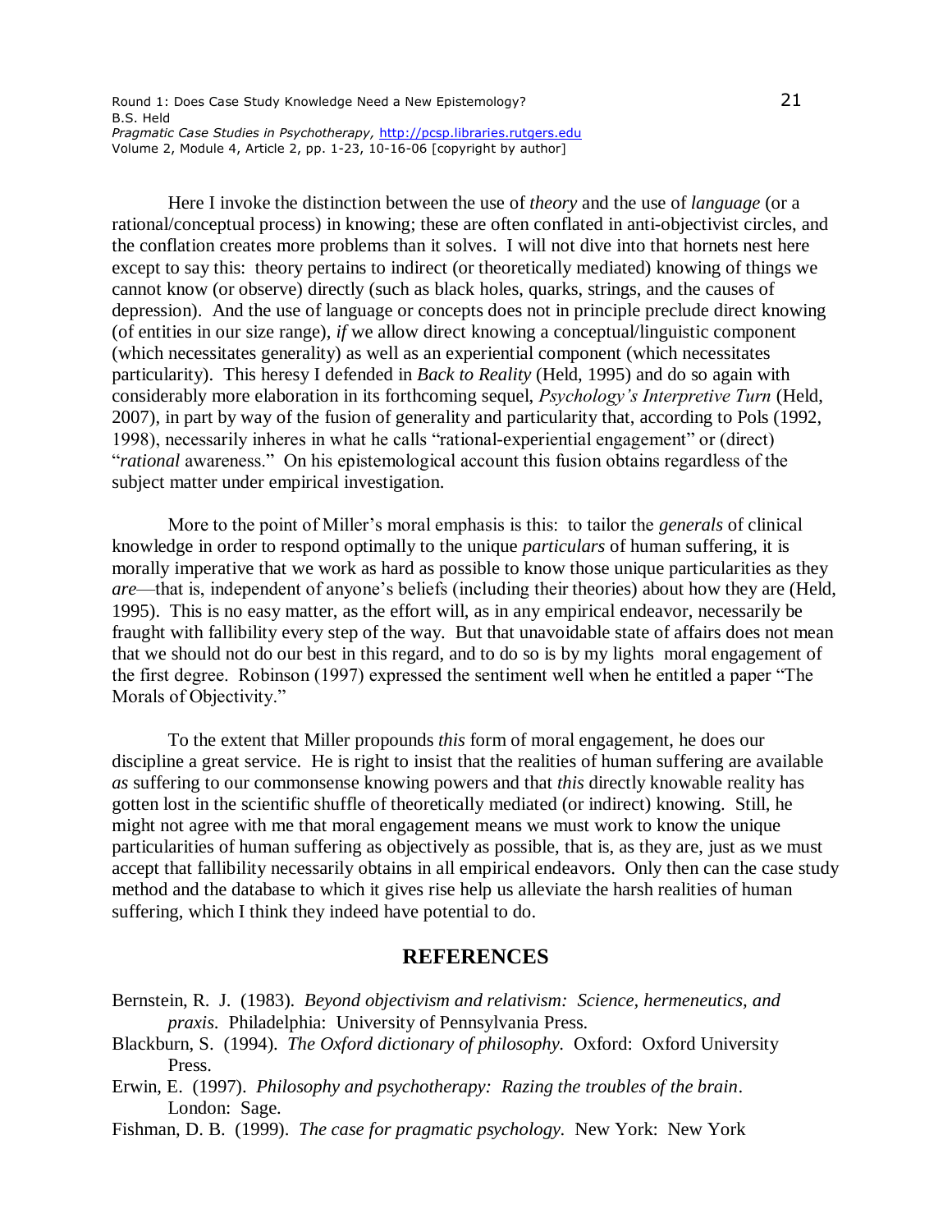Here I invoke the distinction between the use of *theory* and the use of *language* (or a rational/conceptual process) in knowing; these are often conflated in anti-objectivist circles, and the conflation creates more problems than it solves. I will not dive into that hornets nest here except to say this: theory pertains to indirect (or theoretically mediated) knowing of things we cannot know (or observe) directly (such as black holes, quarks, strings, and the causes of depression). And the use of language or concepts does not in principle preclude direct knowing (of entities in our size range), *if* we allow direct knowing a conceptual/linguistic component (which necessitates generality) as well as an experiential component (which necessitates particularity). This heresy I defended in *Back to Reality* (Held, 1995) and do so again with considerably more elaboration in its forthcoming sequel, *Psychology's Interpretive Turn* (Held, 2007), in part by way of the fusion of generality and particularity that, according to Pols (1992, 1998), necessarily inheres in what he calls "rational-experiential engagement" or (direct) "*rational* awareness." On his epistemological account this fusion obtains regardless of the subject matter under empirical investigation.

More to the point of Miller's moral emphasis is this: to tailor the *generals* of clinical knowledge in order to respond optimally to the unique *particulars* of human suffering, it is morally imperative that we work as hard as possible to know those unique particularities as they *are*—that is, independent of anyone's beliefs (including their theories) about how they are (Held, 1995). This is no easy matter, as the effort will, as in any empirical endeavor, necessarily be fraught with fallibility every step of the way. But that unavoidable state of affairs does not mean that we should not do our best in this regard, and to do so is by my lights moral engagement of the first degree. Robinson (1997) expressed the sentiment well when he entitled a paper "The Morals of Objectivity."

To the extent that Miller propounds *this* form of moral engagement, he does our discipline a great service. He is right to insist that the realities of human suffering are available *as* suffering to our commonsense knowing powers and that *this* directly knowable reality has gotten lost in the scientific shuffle of theoretically mediated (or indirect) knowing. Still, he might not agree with me that moral engagement means we must work to know the unique particularities of human suffering as objectively as possible, that is, as they are, just as we must accept that fallibility necessarily obtains in all empirical endeavors. Only then can the case study method and the database to which it gives rise help us alleviate the harsh realities of human suffering, which I think they indeed have potential to do.

## REFERENCES

Bernstein, R. J. (1983). *Beyond objectivism and relativism: Science, hermeneutics, and praxis*. Philadelphia: University of Pennsylvania Press.

Blackburn, S. (1994). *The Oxford dictionary of philosophy*. Oxford: Oxford University Press.

Erwin, E. (1997). *Philosophy and psychotherapy: Razing the troubles of the brain*. London: Sage.

Fishman, D. B. (1999). *The case for pragmatic psychology*. New York: New York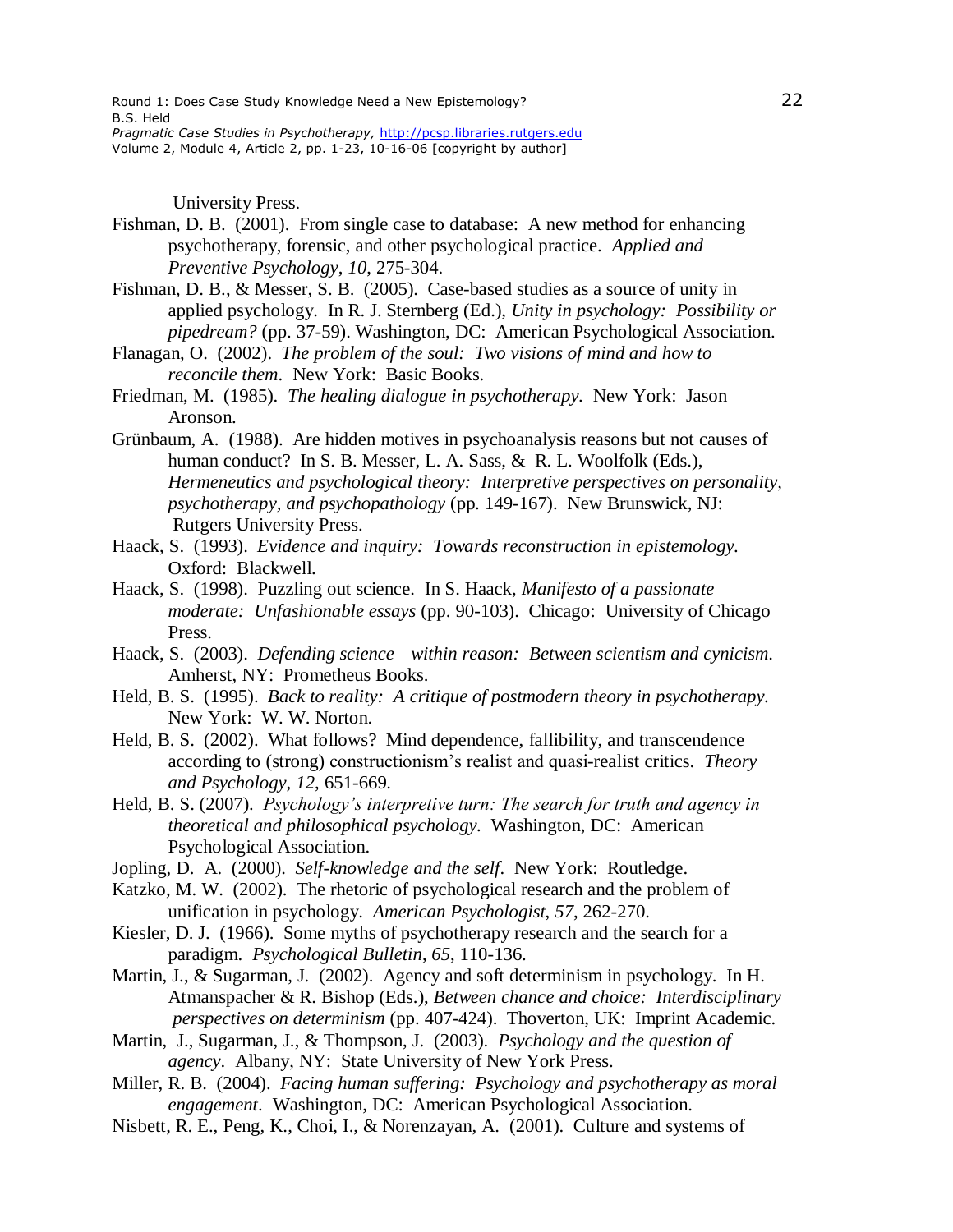University Press.

Fishman, D. B. (2001). From single case to database: A new method for enhancing psychotherapy, forensic, and other psychological practice. *Applied and Preventive Psychology*, *10*, 275-304.

Fishman, D. B., & Messer, S. B. (2005). Case-based studies as a source of unity in applied psychology. In R. J. Sternberg (Ed.), *Unity in psychology: Possibility or pipedream?* (pp. 37-59). Washington, DC: American Psychological Association.

Flanagan, O. (2002). *The problem of the soul: Two visions of mind and how to reconcile them*. New York: Basic Books.

Friedman, M. (1985). *The healing dialogue in psychotherapy.* New York: Jason Aronson.

Grünbaum, A. (1988). Are hidden motives in psychoanalysis reasons but not causes of human conduct? In S. B. Messer, L. A. Sass, & R. L. Woolfolk (Eds.), *Hermeneutics and psychological theory: Interpretive perspectives on personality, psychotherapy, and psychopathology* (pp. 149-167). New Brunswick, NJ: Rutgers University Press.

Haack, S. (1993). *Evidence and inquiry: Towards reconstruction in epistemology.* Oxford: Blackwell.

Haack, S. (1998). Puzzling out science. In S. Haack, *Manifesto of a passionate moderate: Unfashionable essays* (pp. 90-103). Chicago: University of Chicago Press.

Haack, S. (2003). *Defending science—within reason: Between scientism and cynicism*. Amherst, NY: Prometheus Books.

Held, B. S. (1995). *Back to reality: A critique of postmodern theory in psychotherapy.* New York: W. W. Norton.

Held, B. S. (2002). What follows? Mind dependence, fallibility, and transcendence according to (strong) constructionism's realist and quasi-realist critics. *Theory and Psychology*, *12*, 651-669.

Held, B. S. (2007). *Psychology's interpretive turn: The search for truth and agency in theoretical and philosophical psychology.* Washington, DC: American Psychological Association.

Jopling, D. A. (2000). *Self-knowledge and the self*. New York: Routledge.

Katzko, M. W. (2002). The rhetoric of psychological research and the problem of unification in psychology. *American Psychologist*, *57*, 262-270.

Kiesler, D. J. (1966). Some myths of psychotherapy research and the search for a paradigm. *Psychological Bulletin*, *65*, 110-136.

Martin, J., & Sugarman, J. (2002). Agency and soft determinism in psychology. In H. Atmanspacher & R. Bishop (Eds.), *Between chance and choice: Interdisciplinary perspectives on determinism* (pp. 407-424). Thoverton, UK: Imprint Academic.

Martin, J., Sugarman, J., & Thompson, J. (2003). *Psychology and the question of agency*. Albany, NY: State University of New York Press.

Miller, R. B. (2004). *Facing human suffering: Psychology and psychotherapy as moral engagement*. Washington, DC: American Psychological Association.

Nisbett, R. E., Peng, K., Choi, I., & Norenzayan, A. (2001). Culture and systems of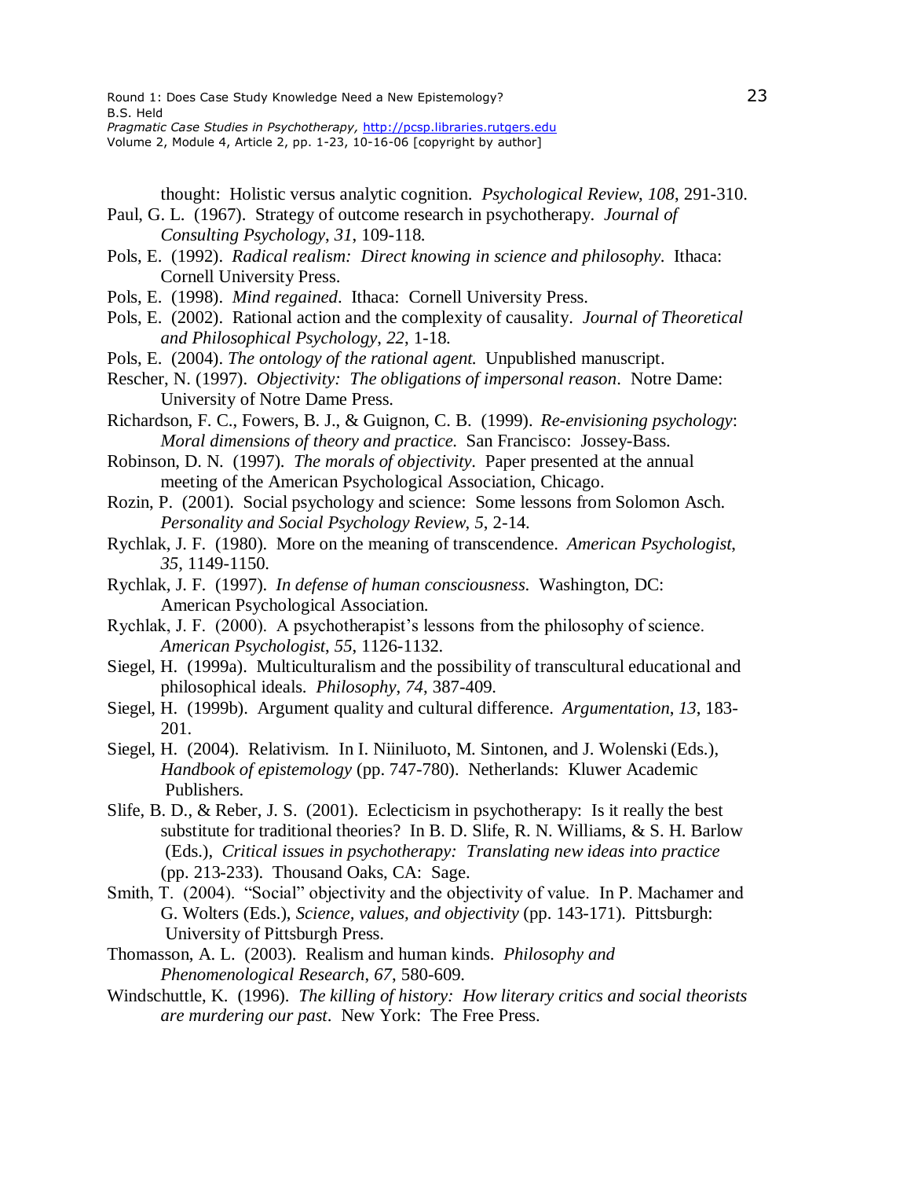thought: Holistic versus analytic cognition. *Psychological Review*, *108*, 291-310.

Paul, G. L. (1967). Strategy of outcome research in psychotherapy. *Journal of Consulting Psychology*, *31*, 109-118.

Pols, E. (1992). *Radical realism: Direct knowing in science and philosophy*. Ithaca: Cornell University Press.

Pols, E. (1998). *Mind regained*. Ithaca: Cornell University Press.

Pols, E. (2002). Rational action and the complexity of causality. *Journal of Theoretical and Philosophical Psychology*, *22*, 1-18.

Pols, E. (2004). *The ontology of the rational agent.* Unpublished manuscript.

Rescher, N. (1997). *Objectivity: The obligations of impersonal reason*. Notre Dame: University of Notre Dame Press.

Richardson, F. C., Fowers, B. J., & Guignon, C. B. (1999). *Re-envisioning psychology: Moral dimensions of theory and practice.* San Francisco: Jossey-Bass.

Robinson, D. N. (1997). *The morals of objectivity*. Paper presented at the annual meeting of the American Psychological Association, Chicago.

Rozin, P. (2001). Social psychology and science: Some lessons from Solomon Asch. *Personality and Social Psychology Review*, *5*, 2-14.

Rychlak, J. F. (1980). More on the meaning of transcendence. *American Psychologist*, *35*, 1149-1150.

Rychlak, J. F. (1997). *In defense of human consciousness*. Washington, DC: American Psychological Association.

Rychlak, J. F. (2000). A psychotherapist's lessons from the philosophy of science. *American Psychologist*, *55*, 1126-1132.

Siegel, H. (1999a). Multiculturalism and the possibility of transcultural educational and philosophical ideals. *Philosophy*, *74*, 387-409.

Siegel, H. (1999b). Argument quality and cultural difference. *Argumentation*, *13*, 183-201.

Siegel, H. (2004). Relativism. In I. Niiniluoto, M. Sintonen, and J. Wolenski (Eds.), *Handbook of epistemology* (pp. 747-780). Netherlands: Kluwer Academic Publishers.

Slife, B. D., & Reber, J. S. (2001). Eclecticism in psychotherapy: Is it really the best substitute for traditional theories? In B. D. Slife, R. N. Williams, & S. H. Barlow (Eds.), *Critical issues in psychotherapy: Translating new ideas into practice* (pp. 213-233). Thousand Oaks, CA: Sage.

Smith, T. (2004). "Social" objectivity and the objectivity of value. In P. Machamer and G. Wolters (Eds.), *Science, values, and objectivity* (pp. 143-171). Pittsburgh: University of Pittsburgh Press.

Thomasson, A. L. (2003). Realism and human kinds. *Philosophy and Phenomenological Research*, *67*, 580-609.

Windschuttle, K. (1996). *The killing of history: How literary critics and social theorists are murdering our past*. New York: The Free Press.